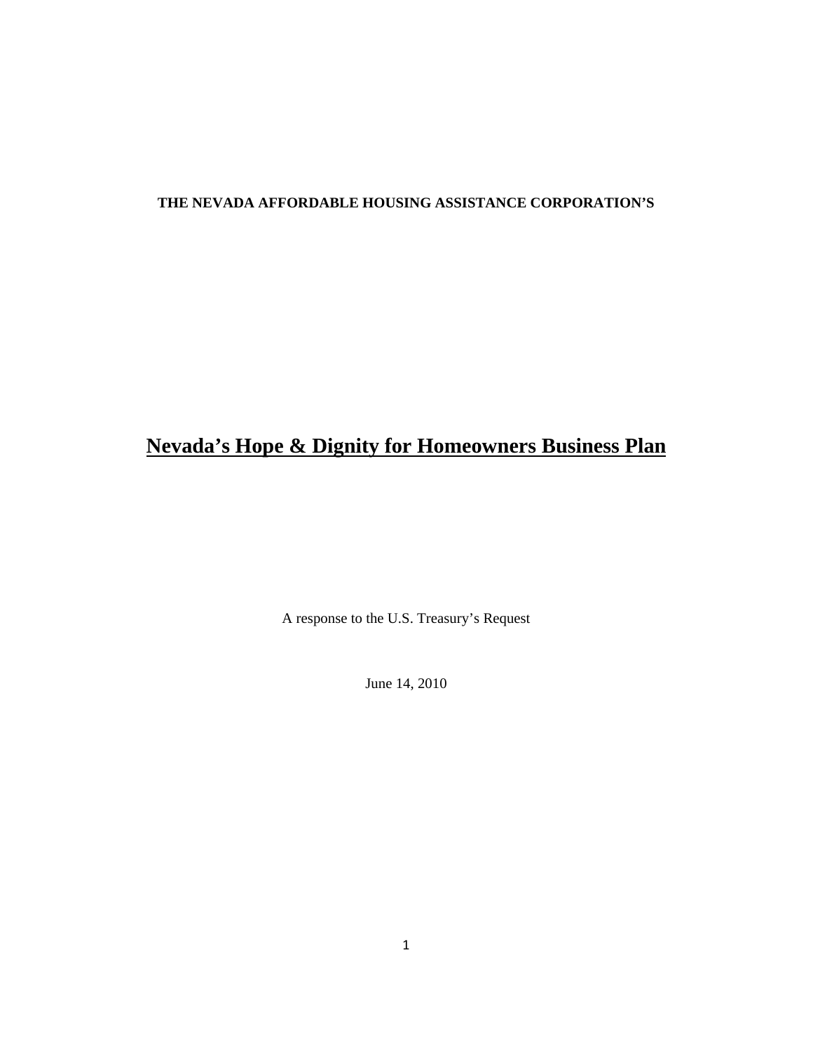**THE NEVADA AFFORDABLE HOUSING ASSISTANCE CORPORATION'S**

# Nevada's Hope & Dignity for Homeowners Business Plan

A response to the U.S. Treasury's Request

June 14, 2010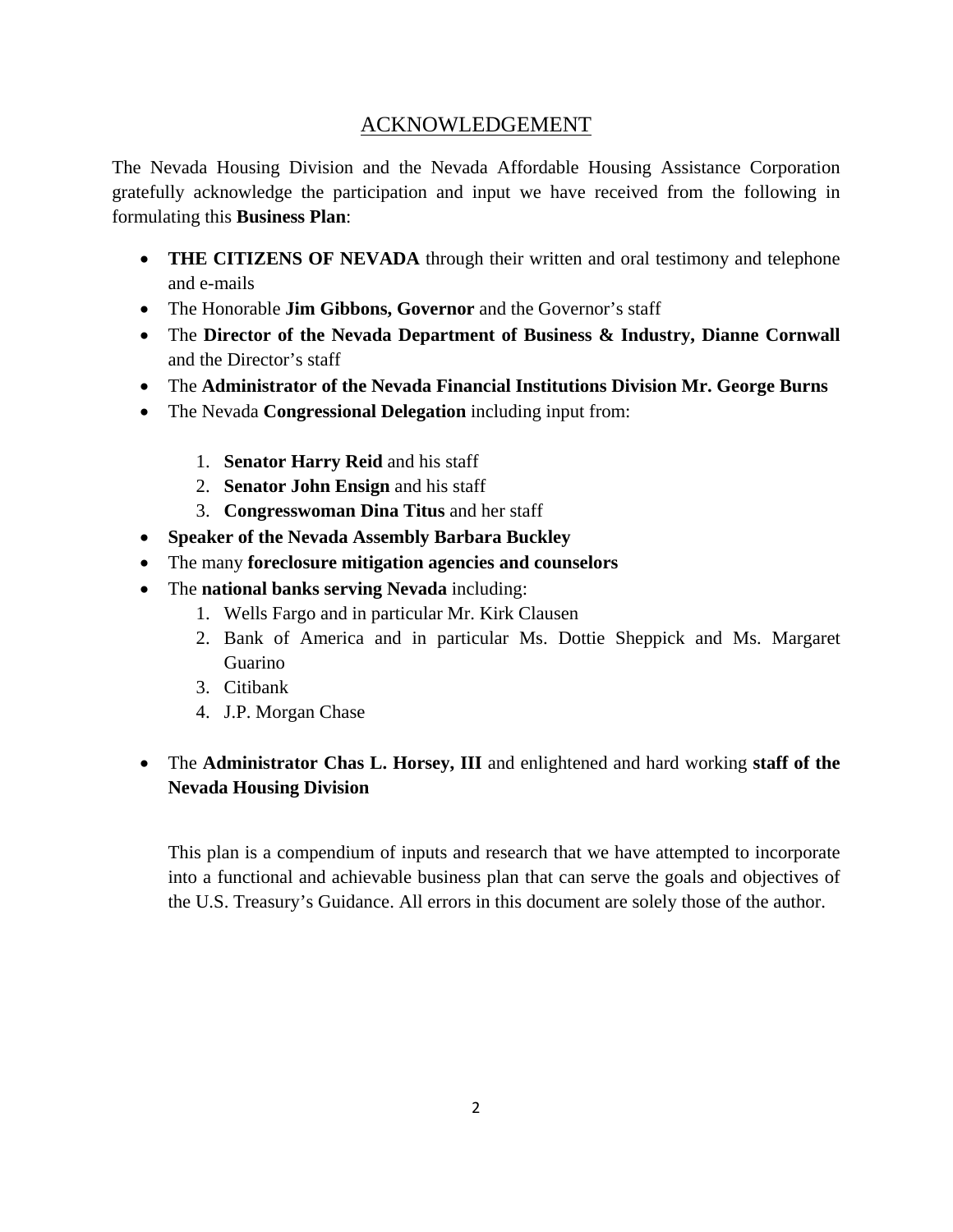# ACKNOWLEDGEMENT

The Nevada Housing Division and the Nevada Affordable Housing Assistance Corporation gratefully acknowledge the participation and input we have received from the following in formulating this **Business Plan**:

- **THE CITIZENS OF NEVADA** through their written and oral testimony and telephone and e-mails
- The Honorable **Jim Gibbons, Governor** and the Governor's staff
- The **Director of the Nevada Department of Business & Industry, Dianne Cornwall** and the Director's staff
- The **Administrator of the Nevada Financial Institutions Division Mr. George Burns**
- The Nevada **Congressional Delegation** including input from:

    1. **Senator Harry Reid** and his staff
    2. **Senator John Ensign** and his staff
    3. **Congresswoman Dina Titus** and her staff
- **Speaker of the Nevada Assembly Barbara Buckley**
- The many **foreclosure mitigation agencies and counselors**
- The **national banks serving Nevada** including:
    1. Wells Fargo and in particular Mr. Kirk Clausen
    2. Bank of America and in particular Ms. Dottie Sheppick and Ms. Margaret Guarino
    3. Citibank
    4. J.P. Morgan Chase

- The **Administrator Chas L. Horsey, III** and enlightened and hard working **staff of the Nevada Housing Division**

This plan is a compendium of inputs and research that we have attempted to incorporate into a functional and achievable business plan that can serve the goals and objectives of the U.S. Treasury's Guidance. All errors in this document are solely those of the author.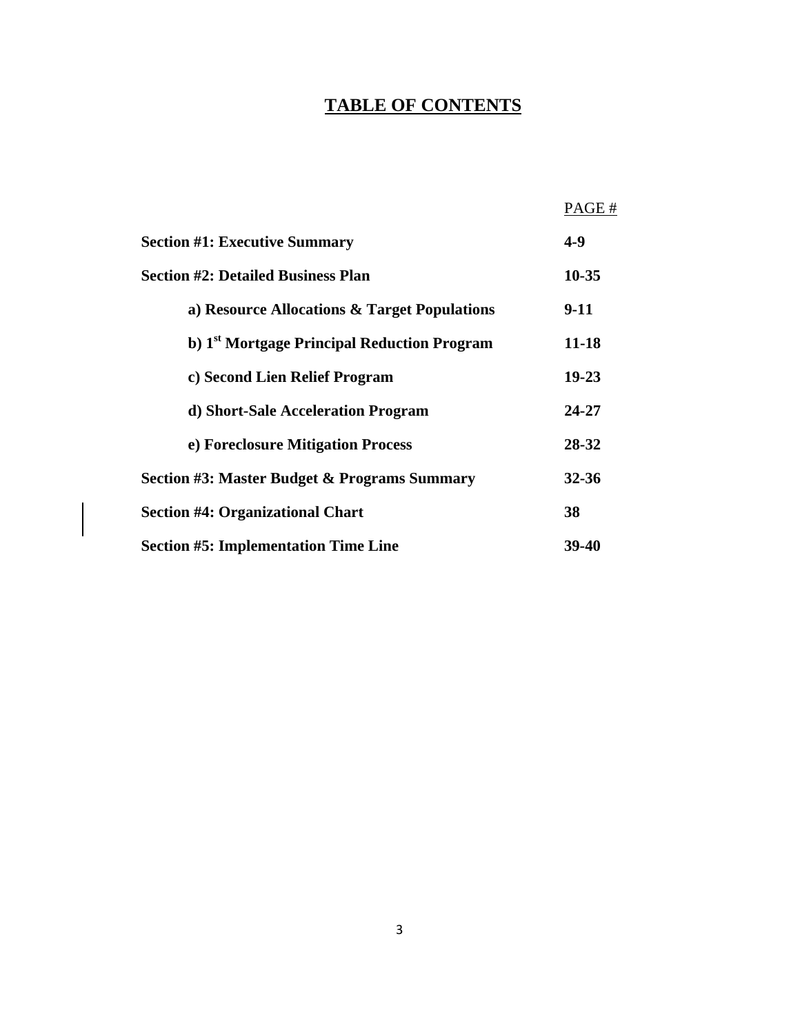# TABLE OF CONTENTS

| | PAGE # |
|---|---|
| **Section #1: Executive Summary** | **4-9** |
| **Section #2: Detailed Business Plan** | **10-35** |
| **a) Resource Allocations & Target Populations** | **9-11** |
| **b) 1st Mortgage Principal Reduction Program** | **11-18** |
| **c) Second Lien Relief Program** | **19-23** |
| **d) Short-Sale Acceleration Program** | **24-27** |
| **e) Foreclosure Mitigation Process** | **28-32** |
| **Section #3: Master Budget & Programs Summary** | **32-36** |
| **Section #4: Organizational Chart** | **38** |
| **Section #5: Implementation Time Line** | **39-40** |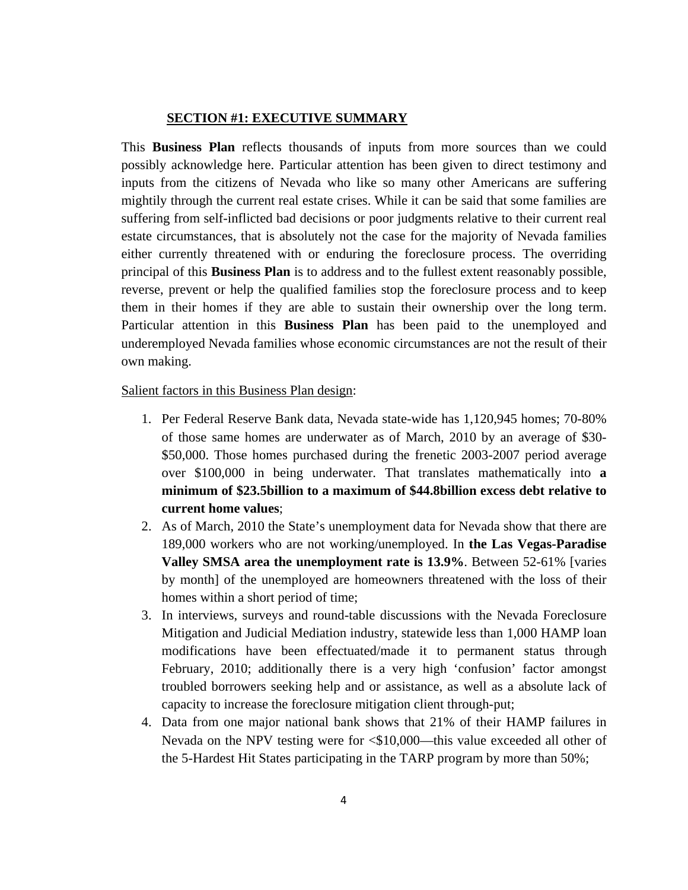## SECTION #1: EXECUTIVE SUMMARY

This **Business Plan** reflects thousands of inputs from more sources than we could possibly acknowledge here. Particular attention has been given to direct testimony and inputs from the citizens of Nevada who like so many other Americans are suffering mightily through the current real estate crises. While it can be said that some families are suffering from self-inflicted bad decisions or poor judgments relative to their current real estate circumstances, that is absolutely not the case for the majority of Nevada families either currently threatened with or enduring the foreclosure process. The overriding principal of this **Business Plan** is to address and to the fullest extent reasonably possible, reverse, prevent or help the qualified families stop the foreclosure process and to keep them in their homes if they are able to sustain their ownership over the long term. Particular attention in this **Business Plan** has been paid to the unemployed and underemployed Nevada families whose economic circumstances are not the result of their own making.

<u>Salient factors in this Business Plan design</u>:

1. Per Federal Reserve Bank data, Nevada state-wide has 1,120,945 homes; 70-80% of those same homes are underwater as of March, 2010 by an average of $30-$50,000. Those homes purchased during the frenetic 2003-2007 period average over $100,000 in being underwater. That translates mathematically into **a minimum of $23.5billion to a maximum of $44.8billion excess debt relative to current home values**;
2. As of March, 2010 the State's unemployment data for Nevada show that there are 189,000 workers who are not working/unemployed. In **the Las Vegas-Paradise Valley SMSA area the unemployment rate is 13.9%**. Between 52-61% [varies by month] of the unemployed are homeowners threatened with the loss of their homes within a short period of time;
3. In interviews, surveys and round-table discussions with the Nevada Foreclosure Mitigation and Judicial Mediation industry, statewide less than 1,000 HAMP loan modifications have been effectuated/made it to permanent status through February, 2010; additionally there is a very high 'confusion' factor amongst troubled borrowers seeking help and or assistance, as well as a absolute lack of capacity to increase the foreclosure mitigation client through-put;
4. Data from one major national bank shows that 21% of their HAMP failures in Nevada on the NPV testing were for <$10,000—this value exceeded all other of the 5-Hardest Hit States participating in the TARP program by more than 50%;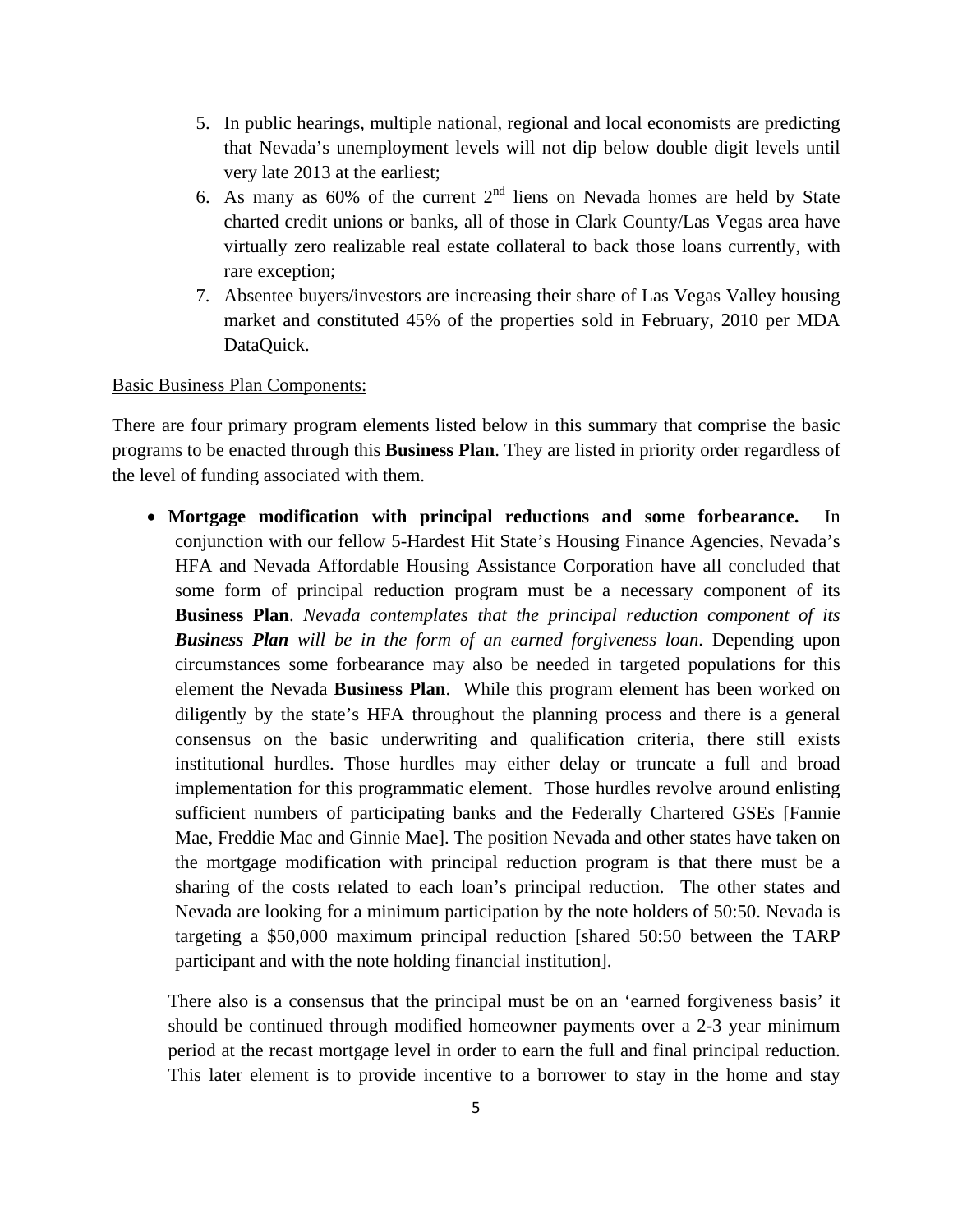5. In public hearings, multiple national, regional and local economists are predicting that Nevada's unemployment levels will not dip below double digit levels until very late 2013 at the earliest;
6. As many as 60% of the current 2nd liens on Nevada homes are held by State charted credit unions or banks, all of those in Clark County/Las Vegas area have virtually zero realizable real estate collateral to back those loans currently, with rare exception;
7. Absentee buyers/investors are increasing their share of Las Vegas Valley housing market and constituted 45% of the properties sold in February, 2010 per MDA DataQuick.

<u>Basic Business Plan Components:</u>

There are four primary program elements listed below in this summary that comprise the basic programs to be enacted through this **Business Plan**. They are listed in priority order regardless of the level of funding associated with them.

- **Mortgage modification with principal reductions and some forbearance.** In conjunction with our fellow 5-Hardest Hit State's Housing Finance Agencies, Nevada's HFA and Nevada Affordable Housing Assistance Corporation have all concluded that some form of principal reduction program must be a necessary component of its **Business Plan**. *Nevada contemplates that the principal reduction component of its **Business Plan** will be in the form of an earned forgiveness loan*. Depending upon circumstances some forbearance may also be needed in targeted populations for this element the Nevada **Business Plan**. While this program element has been worked on diligently by the state's HFA throughout the planning process and there is a general consensus on the basic underwriting and qualification criteria, there still exists institutional hurdles. Those hurdles may either delay or truncate a full and broad implementation for this programmatic element. Those hurdles revolve around enlisting sufficient numbers of participating banks and the Federally Chartered GSEs [Fannie Mae, Freddie Mac and Ginnie Mae]. The position Nevada and other states have taken on the mortgage modification with principal reduction program is that there must be a sharing of the costs related to each loan's principal reduction. The other states and Nevada are looking for a minimum participation by the note holders of 50:50. Nevada is targeting a $50,000 maximum principal reduction [shared 50:50 between the TARP participant and with the note holding financial institution].

  There also is a consensus that the principal must be on an 'earned forgiveness basis' it should be continued through modified homeowner payments over a 2-3 year minimum period at the recast mortgage level in order to earn the full and final principal reduction. This later element is to provide incentive to a borrower to stay in the home and stay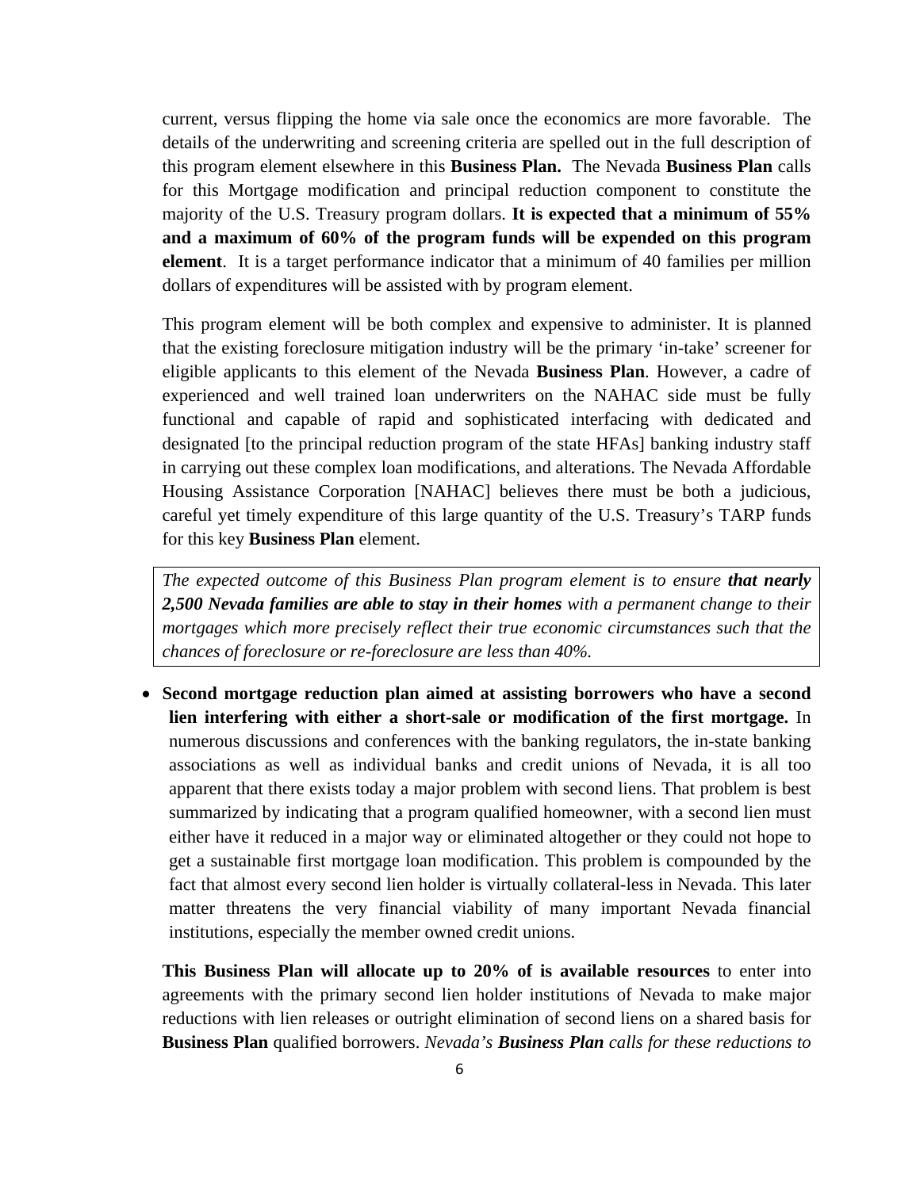current, versus flipping the home via sale once the economics are more favorable. The details of the underwriting and screening criteria are spelled out in the full description of this program element elsewhere in this **Business Plan.** The Nevada **Business Plan** calls for this Mortgage modification and principal reduction component to constitute the majority of the U.S. Treasury program dollars. **It is expected that a minimum of 55% and a maximum of 60% of the program funds will be expended on this program element**. It is a target performance indicator that a minimum of 40 families per million dollars of expenditures will be assisted with by program element.

This program element will be both complex and expensive to administer. It is planned that the existing foreclosure mitigation industry will be the primary 'in-take' screener for eligible applicants to this element of the Nevada **Business Plan**. However, a cadre of experienced and well trained loan underwriters on the NAHAC side must be fully functional and capable of rapid and sophisticated interfacing with dedicated and designated [to the principal reduction program of the state HFAs] banking industry staff in carrying out these complex loan modifications, and alterations. The Nevada Affordable Housing Assistance Corporation [NAHAC] believes there must be both a judicious, careful yet timely expenditure of this large quantity of the U.S. Treasury's TARP funds for this key **Business Plan** element.

*The expected outcome of this Business Plan program element is to ensure **that nearly 2,500 Nevada families are able to stay in their homes** with a permanent change to their mortgages which more precisely reflect their true economic circumstances such that the chances of foreclosure or re-foreclosure are less than 40%.*

- **Second mortgage reduction plan aimed at assisting borrowers who have a second lien interfering with either a short-sale or modification of the first mortgage.** In numerous discussions and conferences with the banking regulators, the in-state banking associations as well as individual banks and credit unions of Nevada, it is all too apparent that there exists today a major problem with second liens. That problem is best summarized by indicating that a program qualified homeowner, with a second lien must either have it reduced in a major way or eliminated altogether or they could not hope to get a sustainable first mortgage loan modification. This problem is compounded by the fact that almost every second lien holder is virtually collateral-less in Nevada. This later matter threatens the very financial viability of many important Nevada financial institutions, especially the member owned credit unions.

**This Business Plan will allocate up to 20% of is available resources** to enter into agreements with the primary second lien holder institutions of Nevada to make major reductions with lien releases or outright elimination of second liens on a shared basis for **Business Plan** qualified borrowers. *Nevada's **Business Plan** calls for these reductions to*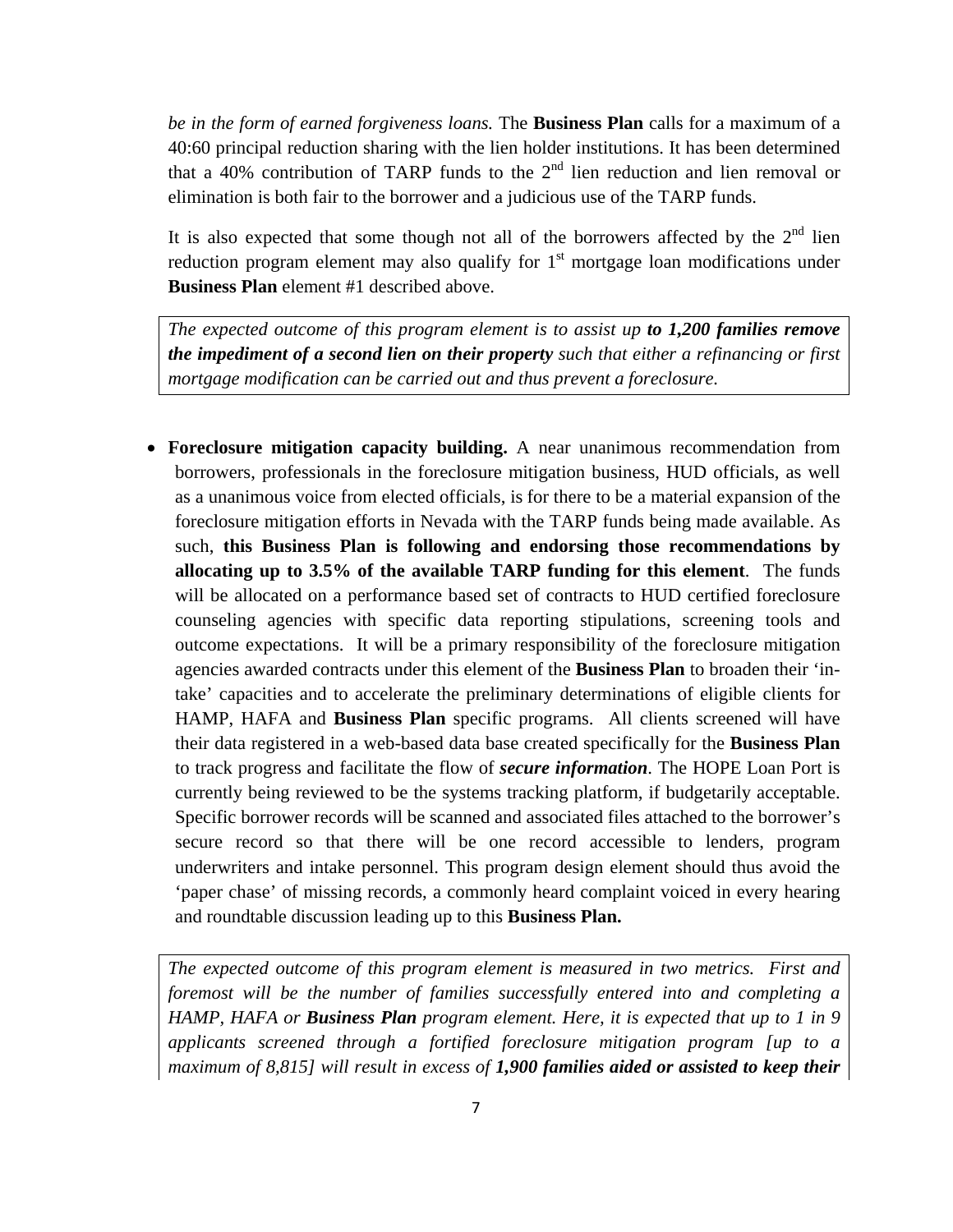*be in the form of earned forgiveness loans.* The **Business Plan** calls for a maximum of a 40:60 principal reduction sharing with the lien holder institutions. It has been determined that a 40% contribution of TARP funds to the 2nd lien reduction and lien removal or elimination is both fair to the borrower and a judicious use of the TARP funds.

It is also expected that some though not all of the borrowers affected by the 2nd lien reduction program element may also qualify for 1st mortgage loan modifications under **Business Plan** element #1 described above.

> *The expected outcome of this program element is to assist up **to 1,200 families remove the impediment of a second lien on their property** such that either a refinancing or first mortgage modification can be carried out and thus prevent a foreclosure.*

- **Foreclosure mitigation capacity building.** A near unanimous recommendation from borrowers, professionals in the foreclosure mitigation business, HUD officials, as well as a unanimous voice from elected officials, is for there to be a material expansion of the foreclosure mitigation efforts in Nevada with the TARP funds being made available. As such, **this Business Plan is following and endorsing those recommendations by allocating up to 3.5% of the available TARP funding for this element**. The funds will be allocated on a performance based set of contracts to HUD certified foreclosure counseling agencies with specific data reporting stipulations, screening tools and outcome expectations. It will be a primary responsibility of the foreclosure mitigation agencies awarded contracts under this element of the **Business Plan** to broaden their 'in-take' capacities and to accelerate the preliminary determinations of eligible clients for HAMP, HAFA and **Business Plan** specific programs. All clients screened will have their data registered in a web-based data base created specifically for the **Business Plan** to track progress and facilitate the flow of ***secure information***. The HOPE Loan Port is currently being reviewed to be the systems tracking platform, if budgetarily acceptable. Specific borrower records will be scanned and associated files attached to the borrower's secure record so that there will be one record accessible to lenders, program underwriters and intake personnel. This program design element should thus avoid the 'paper chase' of missing records, a commonly heard complaint voiced in every hearing and roundtable discussion leading up to this **Business Plan.**

> *The expected outcome of this program element is measured in two metrics. First and foremost will be the number of families successfully entered into and completing a HAMP, HAFA or **Business Plan** program element. Here, it is expected that up to 1 in 9 applicants screened through a fortified foreclosure mitigation program [up to a maximum of 8,815] will result in excess of **1,900 families aided or assisted to keep their***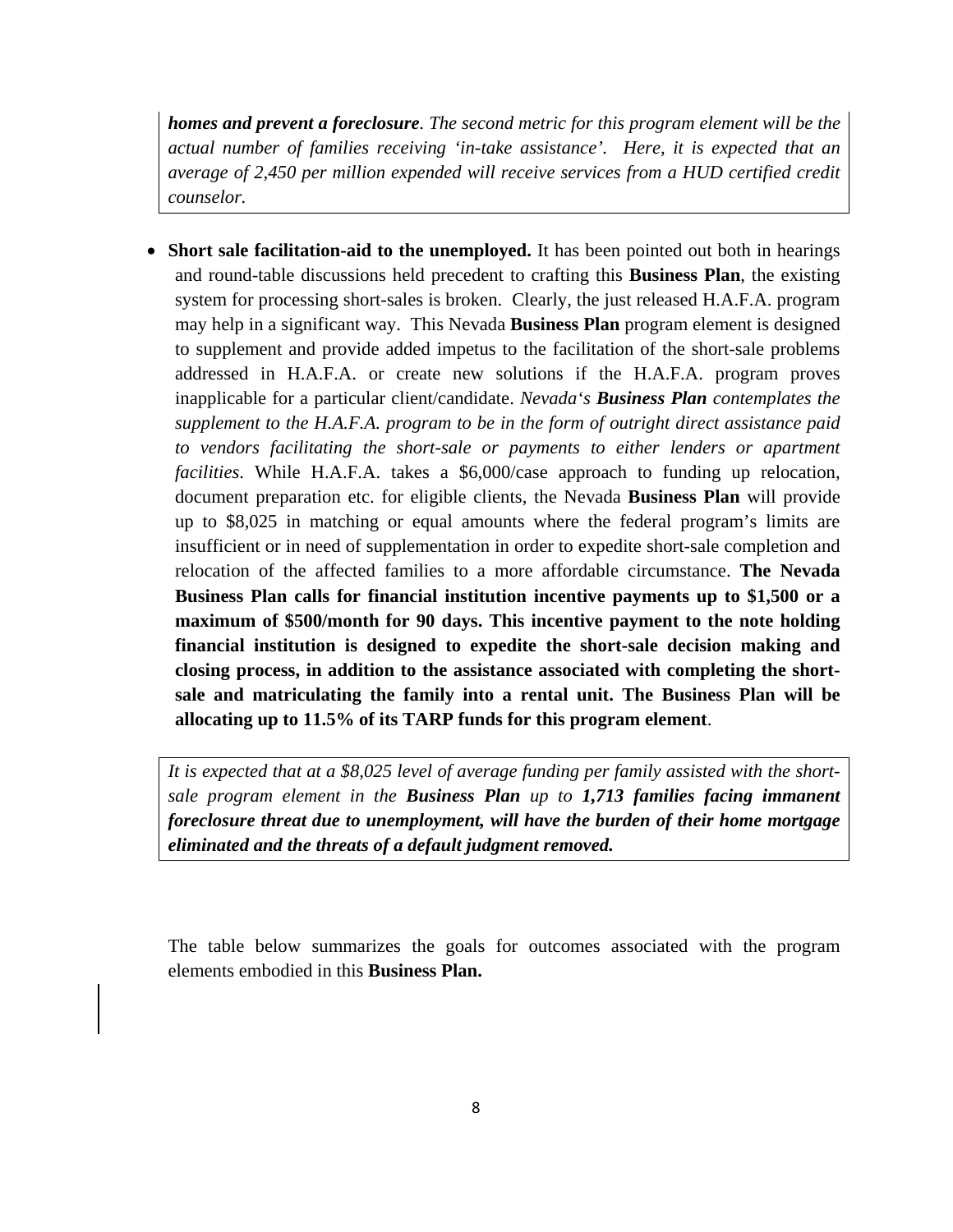***homes and prevent a foreclosure****. The second metric for this program element will be the actual number of families receiving 'in-take assistance'. Here, it is expected that an average of 2,450 per million expended will receive services from a HUD certified credit counselor.*

- **Short sale facilitation-aid to the unemployed.** It has been pointed out both in hearings and round-table discussions held precedent to crafting this **Business Plan**, the existing system for processing short-sales is broken. Clearly, the just released H.A.F.A. program may help in a significant way. This Nevada **Business Plan** program element is designed to supplement and provide added impetus to the facilitation of the short-sale problems addressed in H.A.F.A. or create new solutions if the H.A.F.A. program proves inapplicable for a particular client/candidate. *Nevada's* ***Business Plan*** *contemplates the supplement to the H.A.F.A. program to be in the form of outright direct assistance paid to vendors facilitating the short-sale or payments to either lenders or apartment facilities*. While H.A.F.A. takes a $6,000/case approach to funding up relocation, document preparation etc. for eligible clients, the Nevada **Business Plan** will provide up to $8,025 in matching or equal amounts where the federal program's limits are insufficient or in need of supplementation in order to expedite short-sale completion and relocation of the affected families to a more affordable circumstance. **The Nevada Business Plan calls for financial institution incentive payments up to $1,500 or a maximum of $500/month for 90 days. This incentive payment to the note holding financial institution is designed to expedite the short-sale decision making and closing process, in addition to the assistance associated with completing the short-sale and matriculating the family into a rental unit. The Business Plan will be allocating up to 11.5% of its TARP funds for this program element**.

*It is expected that at a $8,025 level of average funding per family assisted with the short-sale program element in the* ***Business Plan*** *up to* ***1,713 families facing immanent foreclosure threat due to unemployment, will have the burden of their home mortgage eliminated and the threats of a default judgment removed.***

The table below summarizes the goals for outcomes associated with the program elements embodied in this **Business Plan.**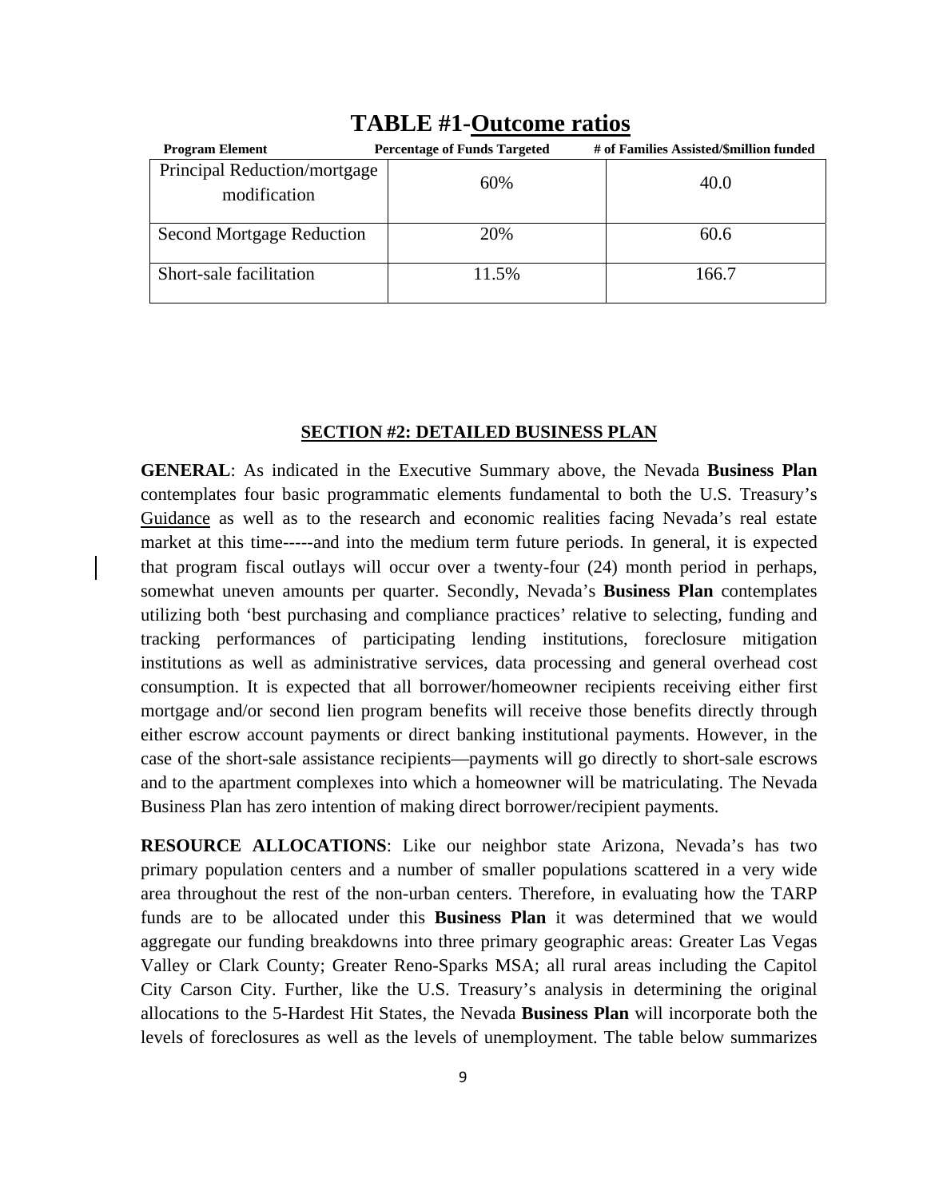# TABLE #1-Outcome ratios

| Program Element | Percentage of Funds Targeted | # of Families Assisted/$million funded |
|---|---|---|
| Principal Reduction/mortgage modification | 60% | 40.0 |
| Second Mortgage Reduction | 20% | 60.6 |
| Short-sale facilitation | 11.5% | 166.7 |

## SECTION #2: DETAILED BUSINESS PLAN

**GENERAL**: As indicated in the Executive Summary above, the Nevada **Business Plan** contemplates four basic programmatic elements fundamental to both the U.S. Treasury's Guidance as well as to the research and economic realities facing Nevada's real estate market at this time-----and into the medium term future periods. In general, it is expected that program fiscal outlays will occur over a twenty-four (24) month period in perhaps, somewhat uneven amounts per quarter. Secondly, Nevada's **Business Plan** contemplates utilizing both 'best purchasing and compliance practices' relative to selecting, funding and tracking performances of participating lending institutions, foreclosure mitigation institutions as well as administrative services, data processing and general overhead cost consumption. It is expected that all borrower/homeowner recipients receiving either first mortgage and/or second lien program benefits will receive those benefits directly through either escrow account payments or direct banking institutional payments. However, in the case of the short-sale assistance recipients—payments will go directly to short-sale escrows and to the apartment complexes into which a homeowner will be matriculating. The Nevada Business Plan has zero intention of making direct borrower/recipient payments.

**RESOURCE ALLOCATIONS**: Like our neighbor state Arizona, Nevada's has two primary population centers and a number of smaller populations scattered in a very wide area throughout the rest of the non-urban centers. Therefore, in evaluating how the TARP funds are to be allocated under this **Business Plan** it was determined that we would aggregate our funding breakdowns into three primary geographic areas: Greater Las Vegas Valley or Clark County; Greater Reno-Sparks MSA; all rural areas including the Capitol City Carson City. Further, like the U.S. Treasury's analysis in determining the original allocations to the 5-Hardest Hit States, the Nevada **Business Plan** will incorporate both the levels of foreclosures as well as the levels of unemployment. The table below summarizes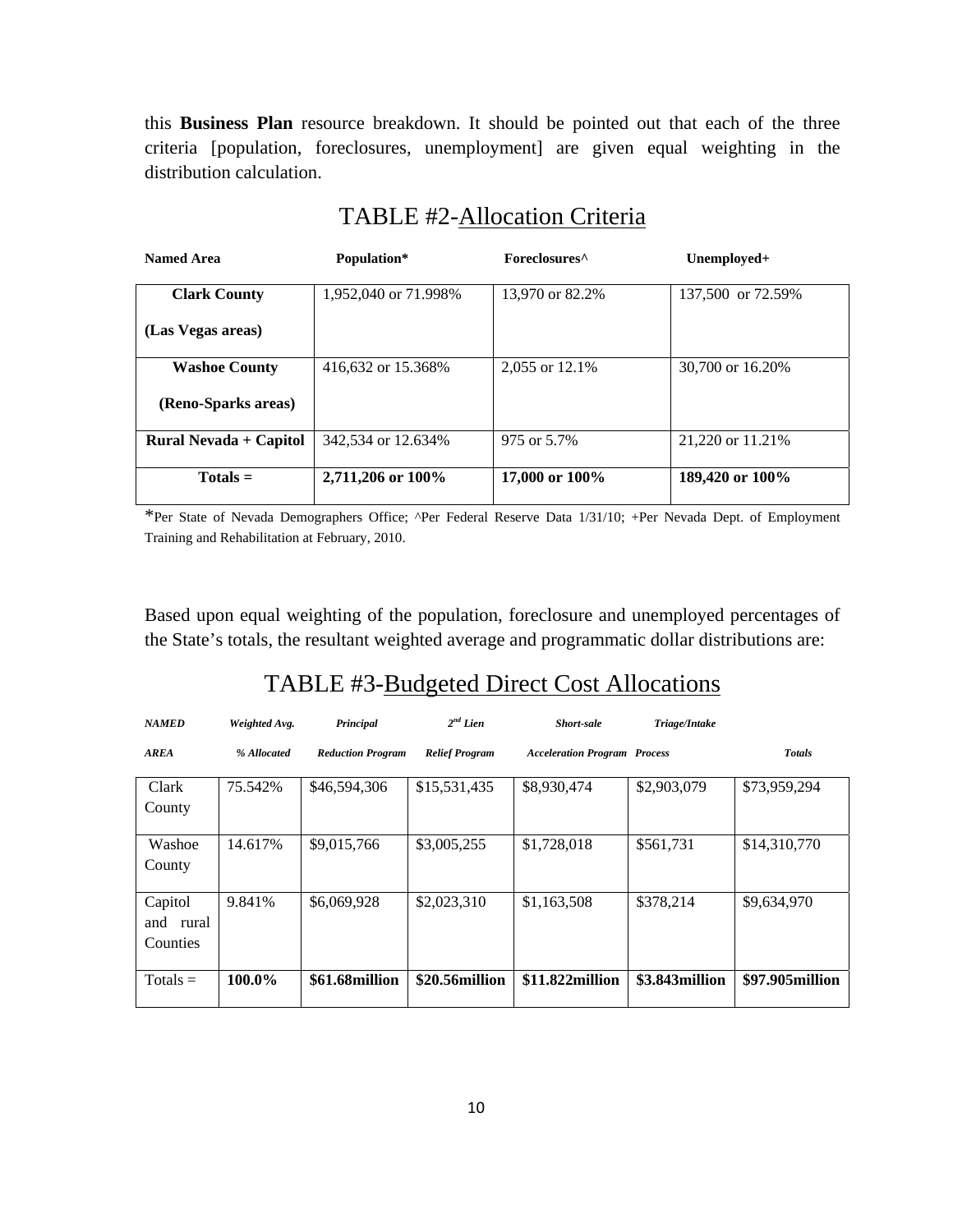this **Business Plan** resource breakdown. It should be pointed out that each of the three criteria [population, foreclosures, unemployment] are given equal weighting in the distribution calculation.

## TABLE #2-Allocation Criteria

| Named Area | Population* | Foreclosures^ | Unemployed+ |
|---|---|---|---|
| **Clark County (Las Vegas areas)** | 1,952,040 or 71.998% | 13,970 or 82.2% | 137,500 or 72.59% |
| **Washoe County (Reno-Sparks areas)** | 416,632 or 15.368% | 2,055 or 12.1% | 30,700 or 16.20% |
| **Rural Nevada + Capitol** | 342,534 or 12.634% | 975 or 5.7% | 21,220 or 11.21% |
| **Totals =** | **2,711,206 or 100%** | **17,000 or 100%** | **189,420 or 100%** |

*Per State of Nevada Demographers Office; ^Per Federal Reserve Data 1/31/10; +Per Nevada Dept. of Employment Training and Rehabilitation at February, 2010.

Based upon equal weighting of the population, foreclosure and unemployed percentages of the State's totals, the resultant weighted average and programmatic dollar distributions are:

## TABLE #3-Budgeted Direct Cost Allocations

| *NAMED AREA* | *Weighted Avg. % Allocated* | *Principal Reduction Program* | *2nd Lien Relief Program* | *Short-sale Acceleration Program* | *Triage/Intake Process* | *Totals* |
|---|---|---|---|---|---|---|
| Clark County | 75.542% | $46,594,306 | $15,531,435 | $8,930,474 | $2,903,079 | $73,959,294 |
| Washoe County | 14.617% | $9,015,766 | $3,005,255 | $1,728,018 | $561,731 | $14,310,770 |
| Capitol and rural Counties | 9.841% | $6,069,928 | $2,023,310 | $1,163,508 | $378,214 | $9,634,970 |
| Totals = | **100.0%** | **$61.68million** | **$20.56million** | **$11.822million** | **$3.843million** | **$97.905million** |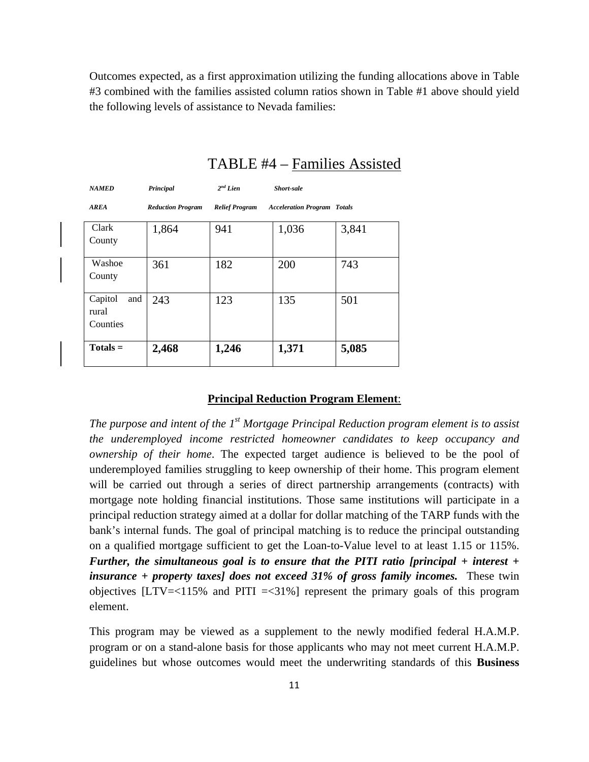Outcomes expected, as a first approximation utilizing the funding allocations above in Table #3 combined with the families assisted column ratios shown in Table #1 above should yield the following levels of assistance to Nevada families:

## TABLE #4 – Families Assisted

| *NAMED AREA* | *Principal Reduction Program* | *2nd Lien Relief Program* | *Short-sale Acceleration Program* | *Totals* |
|---|---|---|---|---|
| Clark County | 1,864 | 941 | 1,036 | 3,841 |
| Washoe County | 361 | 182 | 200 | 743 |
| Capitol and rural Counties | 243 | 123 | 135 | 501 |
| **Totals =** | **2,468** | **1,246** | **1,371** | **5,085** |

### Principal Reduction Program Element:

*The purpose and intent of the 1st Mortgage Principal Reduction program element is to assist the underemployed income restricted homeowner candidates to keep occupancy and ownership of their home*. The expected target audience is believed to be the pool of underemployed families struggling to keep ownership of their home. This program element will be carried out through a series of direct partnership arrangements (contracts) with mortgage note holding financial institutions. Those same institutions will participate in a principal reduction strategy aimed at a dollar for dollar matching of the TARP funds with the bank's internal funds. The goal of principal matching is to reduce the principal outstanding on a qualified mortgage sufficient to get the Loan-to-Value level to at least 1.15 or 115%. ***Further, the simultaneous goal is to ensure that the PITI ratio [principal + interest + insurance + property taxes] does not exceed 31% of gross family incomes.*** These twin objectives [LTV=<115% and PITI =<31%] represent the primary goals of this program element.

This program may be viewed as a supplement to the newly modified federal H.A.M.P. program or on a stand-alone basis for those applicants who may not meet current H.A.M.P. guidelines but whose outcomes would meet the underwriting standards of this **Business**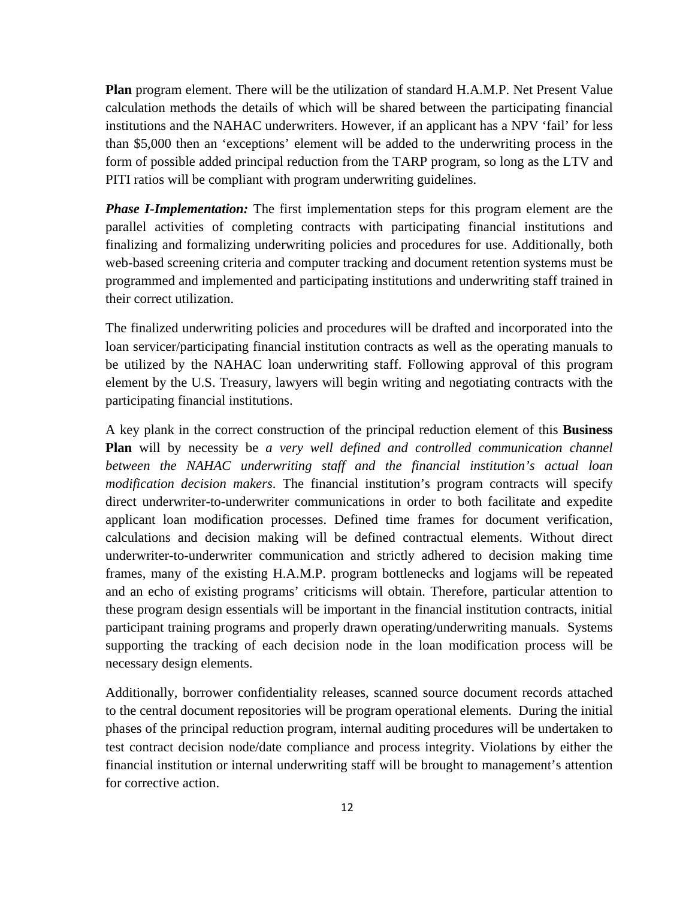**Plan** program element. There will be the utilization of standard H.A.M.P. Net Present Value calculation methods the details of which will be shared between the participating financial institutions and the NAHAC underwriters. However, if an applicant has a NPV 'fail' for less than $5,000 then an 'exceptions' element will be added to the underwriting process in the form of possible added principal reduction from the TARP program, so long as the LTV and PITI ratios will be compliant with program underwriting guidelines.

***Phase I-Implementation:*** The first implementation steps for this program element are the parallel activities of completing contracts with participating financial institutions and finalizing and formalizing underwriting policies and procedures for use. Additionally, both web-based screening criteria and computer tracking and document retention systems must be programmed and implemented and participating institutions and underwriting staff trained in their correct utilization.

The finalized underwriting policies and procedures will be drafted and incorporated into the loan servicer/participating financial institution contracts as well as the operating manuals to be utilized by the NAHAC loan underwriting staff. Following approval of this program element by the U.S. Treasury, lawyers will begin writing and negotiating contracts with the participating financial institutions.

A key plank in the correct construction of the principal reduction element of this **Business Plan** will by necessity be *a very well defined and controlled communication channel between the NAHAC underwriting staff and the financial institution's actual loan modification decision makers*. The financial institution's program contracts will specify direct underwriter-to-underwriter communications in order to both facilitate and expedite applicant loan modification processes. Defined time frames for document verification, calculations and decision making will be defined contractual elements. Without direct underwriter-to-underwriter communication and strictly adhered to decision making time frames, many of the existing H.A.M.P. program bottlenecks and logjams will be repeated and an echo of existing programs' criticisms will obtain. Therefore, particular attention to these program design essentials will be important in the financial institution contracts, initial participant training programs and properly drawn operating/underwriting manuals. Systems supporting the tracking of each decision node in the loan modification process will be necessary design elements.

Additionally, borrower confidentiality releases, scanned source document records attached to the central document repositories will be program operational elements. During the initial phases of the principal reduction program, internal auditing procedures will be undertaken to test contract decision node/date compliance and process integrity. Violations by either the financial institution or internal underwriting staff will be brought to management's attention for corrective action.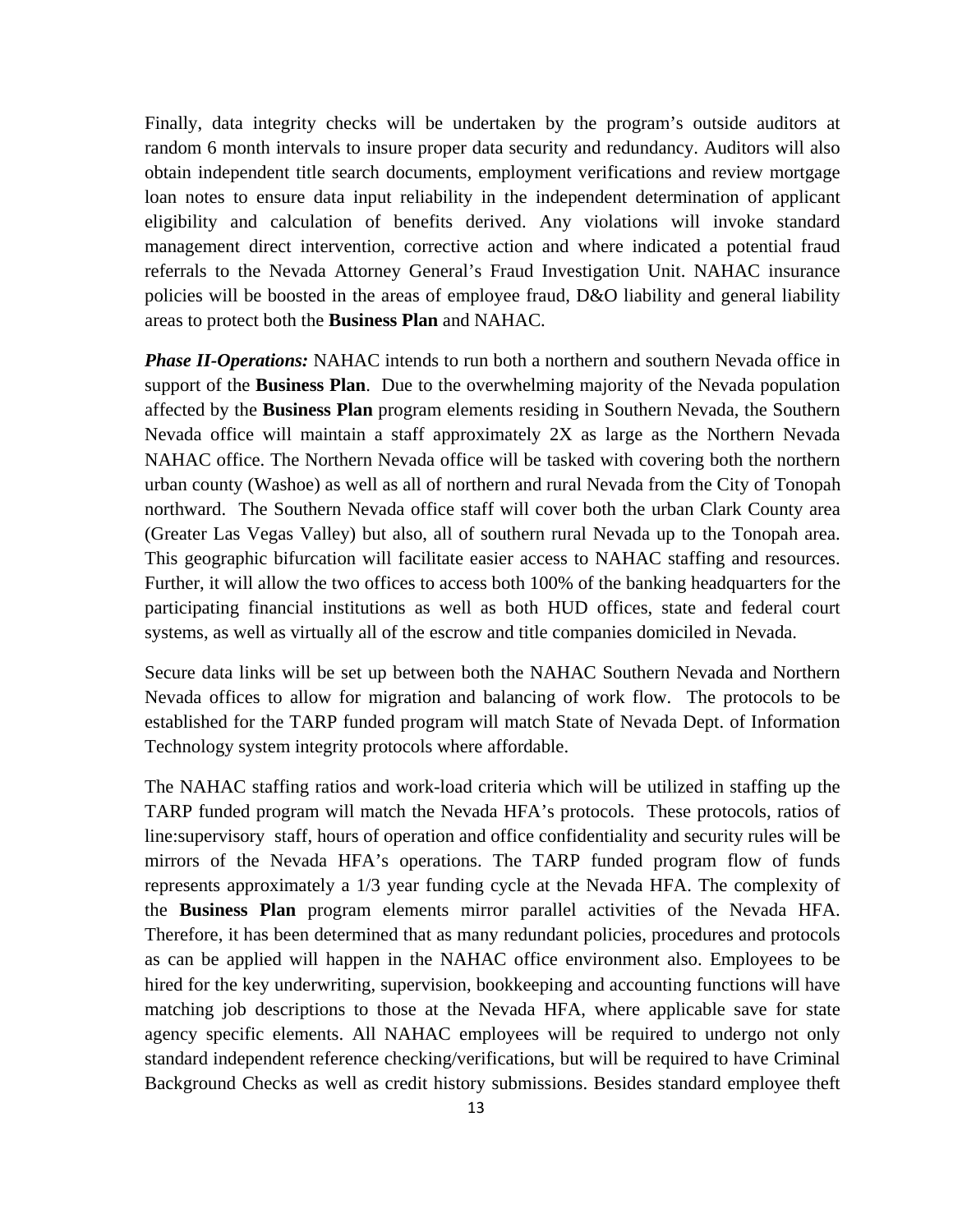Finally, data integrity checks will be undertaken by the program's outside auditors at random 6 month intervals to insure proper data security and redundancy. Auditors will also obtain independent title search documents, employment verifications and review mortgage loan notes to ensure data input reliability in the independent determination of applicant eligibility and calculation of benefits derived. Any violations will invoke standard management direct intervention, corrective action and where indicated a potential fraud referrals to the Nevada Attorney General's Fraud Investigation Unit. NAHAC insurance policies will be boosted in the areas of employee fraud, D&O liability and general liability areas to protect both the **Business Plan** and NAHAC.

***Phase II-Operations:*** NAHAC intends to run both a northern and southern Nevada office in support of the **Business Plan**. Due to the overwhelming majority of the Nevada population affected by the **Business Plan** program elements residing in Southern Nevada, the Southern Nevada office will maintain a staff approximately 2X as large as the Northern Nevada NAHAC office. The Northern Nevada office will be tasked with covering both the northern urban county (Washoe) as well as all of northern and rural Nevada from the City of Tonopah northward. The Southern Nevada office staff will cover both the urban Clark County area (Greater Las Vegas Valley) but also, all of southern rural Nevada up to the Tonopah area. This geographic bifurcation will facilitate easier access to NAHAC staffing and resources. Further, it will allow the two offices to access both 100% of the banking headquarters for the participating financial institutions as well as both HUD offices, state and federal court systems, as well as virtually all of the escrow and title companies domiciled in Nevada.

Secure data links will be set up between both the NAHAC Southern Nevada and Northern Nevada offices to allow for migration and balancing of work flow. The protocols to be established for the TARP funded program will match State of Nevada Dept. of Information Technology system integrity protocols where affordable.

The NAHAC staffing ratios and work-load criteria which will be utilized in staffing up the TARP funded program will match the Nevada HFA's protocols. These protocols, ratios of line:supervisory staff, hours of operation and office confidentiality and security rules will be mirrors of the Nevada HFA's operations. The TARP funded program flow of funds represents approximately a 1/3 year funding cycle at the Nevada HFA. The complexity of the **Business Plan** program elements mirror parallel activities of the Nevada HFA. Therefore, it has been determined that as many redundant policies, procedures and protocols as can be applied will happen in the NAHAC office environment also. Employees to be hired for the key underwriting, supervision, bookkeeping and accounting functions will have matching job descriptions to those at the Nevada HFA, where applicable save for state agency specific elements. All NAHAC employees will be required to undergo not only standard independent reference checking/verifications, but will be required to have Criminal Background Checks as well as credit history submissions. Besides standard employee theft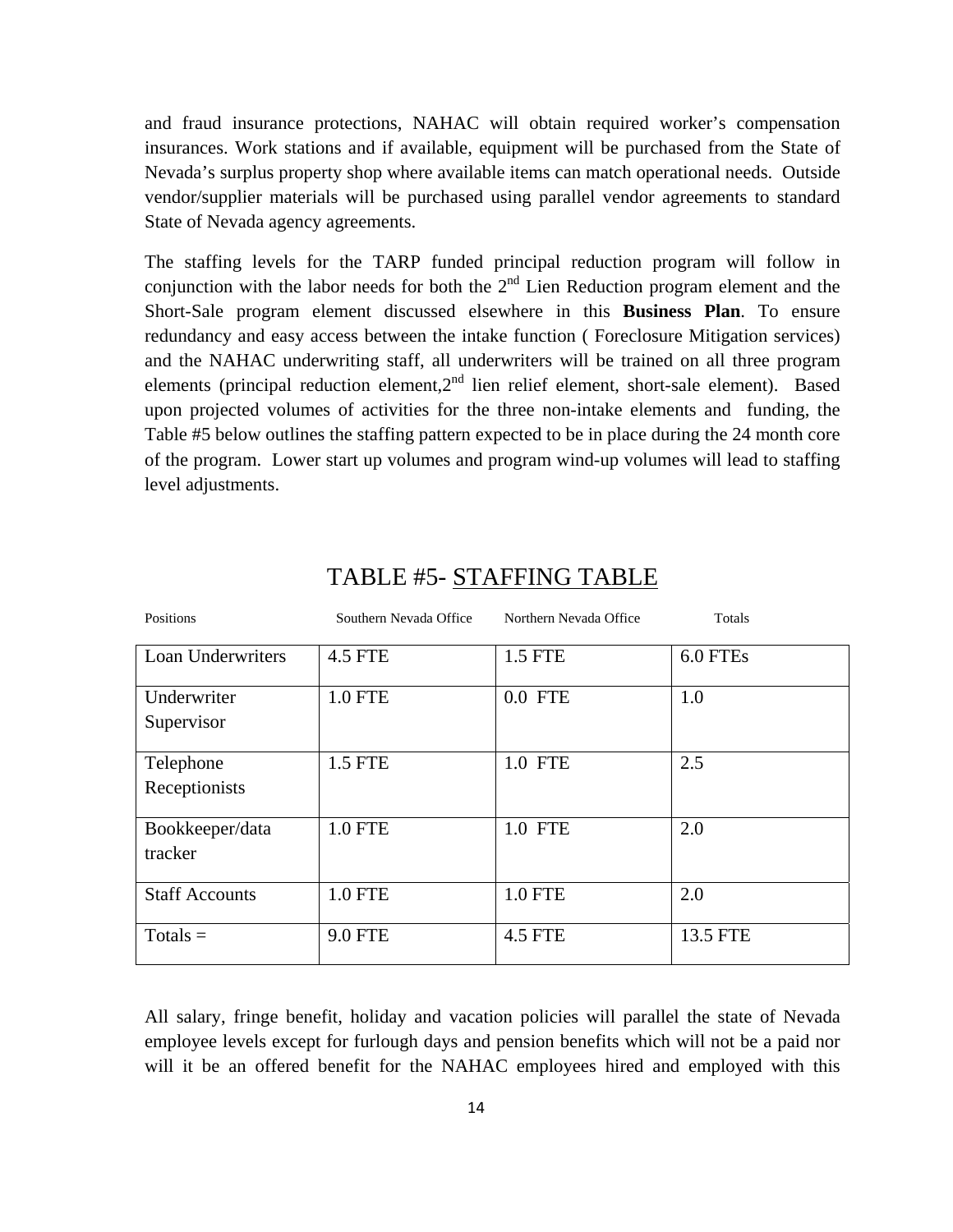and fraud insurance protections, NAHAC will obtain required worker's compensation insurances. Work stations and if available, equipment will be purchased from the State of Nevada's surplus property shop where available items can match operational needs. Outside vendor/supplier materials will be purchased using parallel vendor agreements to standard State of Nevada agency agreements.

The staffing levels for the TARP funded principal reduction program will follow in conjunction with the labor needs for both the 2nd Lien Reduction program element and the Short-Sale program element discussed elsewhere in this **Business Plan**. To ensure redundancy and easy access between the intake function ( Foreclosure Mitigation services) and the NAHAC underwriting staff, all underwriters will be trained on all three program elements (principal reduction element,2nd lien relief element, short-sale element). Based upon projected volumes of activities for the three non-intake elements and funding, the Table #5 below outlines the staffing pattern expected to be in place during the 24 month core of the program. Lower start up volumes and program wind-up volumes will lead to staffing level adjustments.

## TABLE #5- STAFFING TABLE

| Positions | Southern Nevada Office | Northern Nevada Office | Totals |
|---|---|---|---|
| Loan Underwriters | 4.5 FTE | 1.5 FTE | 6.0 FTEs |
| Underwriter Supervisor | 1.0 FTE | 0.0 FTE | 1.0 |
| Telephone Receptionists | 1.5 FTE | 1.0 FTE | 2.5 |
| Bookkeeper/data tracker | 1.0 FTE | 1.0 FTE | 2.0 |
| Staff Accounts | 1.0 FTE | 1.0 FTE | 2.0 |
| Totals = | 9.0 FTE | 4.5 FTE | 13.5 FTE |

All salary, fringe benefit, holiday and vacation policies will parallel the state of Nevada employee levels except for furlough days and pension benefits which will not be a paid nor will it be an offered benefit for the NAHAC employees hired and employed with this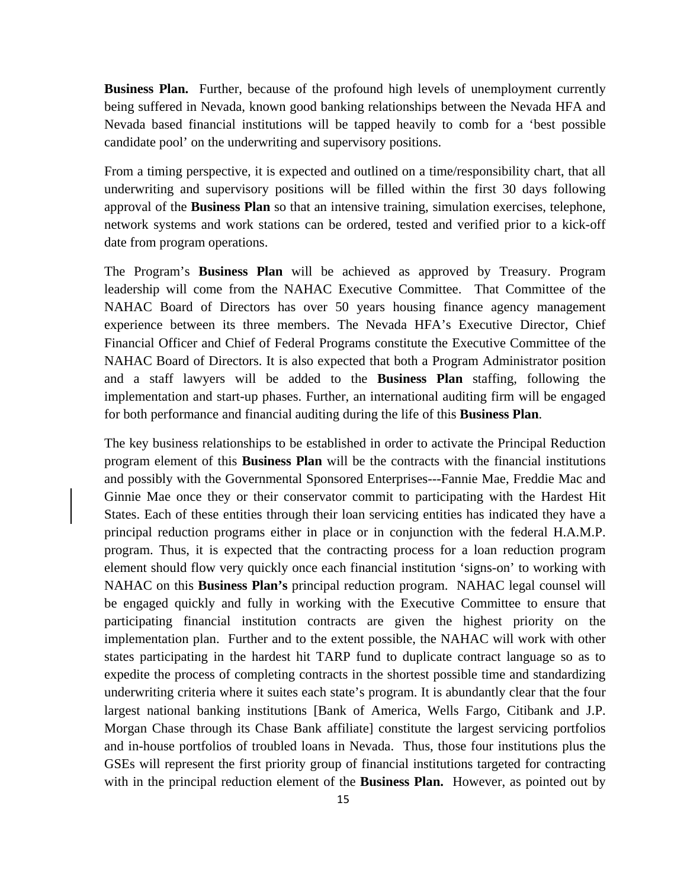**Business Plan.** Further, because of the profound high levels of unemployment currently being suffered in Nevada, known good banking relationships between the Nevada HFA and Nevada based financial institutions will be tapped heavily to comb for a 'best possible candidate pool' on the underwriting and supervisory positions.

From a timing perspective, it is expected and outlined on a time/responsibility chart, that all underwriting and supervisory positions will be filled within the first 30 days following approval of the **Business Plan** so that an intensive training, simulation exercises, telephone, network systems and work stations can be ordered, tested and verified prior to a kick-off date from program operations.

The Program's **Business Plan** will be achieved as approved by Treasury. Program leadership will come from the NAHAC Executive Committee. That Committee of the NAHAC Board of Directors has over 50 years housing finance agency management experience between its three members. The Nevada HFA's Executive Director, Chief Financial Officer and Chief of Federal Programs constitute the Executive Committee of the NAHAC Board of Directors. It is also expected that both a Program Administrator position and a staff lawyers will be added to the **Business Plan** staffing, following the implementation and start-up phases. Further, an international auditing firm will be engaged for both performance and financial auditing during the life of this **Business Plan**.

The key business relationships to be established in order to activate the Principal Reduction program element of this **Business Plan** will be the contracts with the financial institutions and possibly with the Governmental Sponsored Enterprises---Fannie Mae, Freddie Mac and Ginnie Mae once they or their conservator commit to participating with the Hardest Hit States. Each of these entities through their loan servicing entities has indicated they have a principal reduction programs either in place or in conjunction with the federal H.A.M.P. program. Thus, it is expected that the contracting process for a loan reduction program element should flow very quickly once each financial institution 'signs-on' to working with NAHAC on this **Business Plan's** principal reduction program. NAHAC legal counsel will be engaged quickly and fully in working with the Executive Committee to ensure that participating financial institution contracts are given the highest priority on the implementation plan. Further and to the extent possible, the NAHAC will work with other states participating in the hardest hit TARP fund to duplicate contract language so as to expedite the process of completing contracts in the shortest possible time and standardizing underwriting criteria where it suites each state's program. It is abundantly clear that the four largest national banking institutions [Bank of America, Wells Fargo, Citibank and J.P. Morgan Chase through its Chase Bank affiliate] constitute the largest servicing portfolios and in-house portfolios of troubled loans in Nevada. Thus, those four institutions plus the GSEs will represent the first priority group of financial institutions targeted for contracting with in the principal reduction element of the **Business Plan.** However, as pointed out by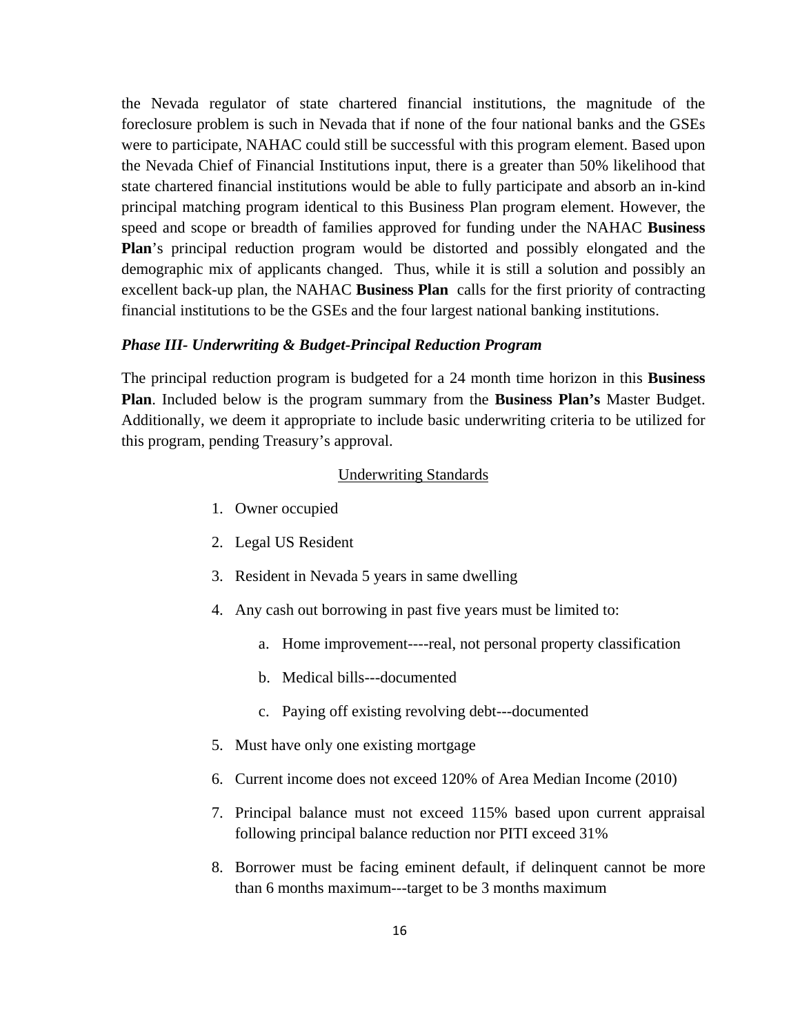the Nevada regulator of state chartered financial institutions, the magnitude of the foreclosure problem is such in Nevada that if none of the four national banks and the GSEs were to participate, NAHAC could still be successful with this program element. Based upon the Nevada Chief of Financial Institutions input, there is a greater than 50% likelihood that state chartered financial institutions would be able to fully participate and absorb an in-kind principal matching program identical to this Business Plan program element. However, the speed and scope or breadth of families approved for funding under the NAHAC **Business Plan**'s principal reduction program would be distorted and possibly elongated and the demographic mix of applicants changed. Thus, while it is still a solution and possibly an excellent back-up plan, the NAHAC **Business Plan** calls for the first priority of contracting financial institutions to be the GSEs and the four largest national banking institutions.

***Phase III- Underwriting & Budget-Principal Reduction Program***

The principal reduction program is budgeted for a 24 month time horizon in this **Business Plan**. Included below is the program summary from the **Business Plan's** Master Budget. Additionally, we deem it appropriate to include basic underwriting criteria to be utilized for this program, pending Treasury's approval.

<u>Underwriting Standards</u>

1. Owner occupied
2. Legal US Resident
3. Resident in Nevada 5 years in same dwelling
4. Any cash out borrowing in past five years must be limited to:
    a. Home improvement----real, not personal property classification
    b. Medical bills---documented
    c. Paying off existing revolving debt---documented
5. Must have only one existing mortgage
6. Current income does not exceed 120% of Area Median Income (2010)
7. Principal balance must not exceed 115% based upon current appraisal following principal balance reduction nor PITI exceed 31%
8. Borrower must be facing eminent default, if delinquent cannot be more than 6 months maximum---target to be 3 months maximum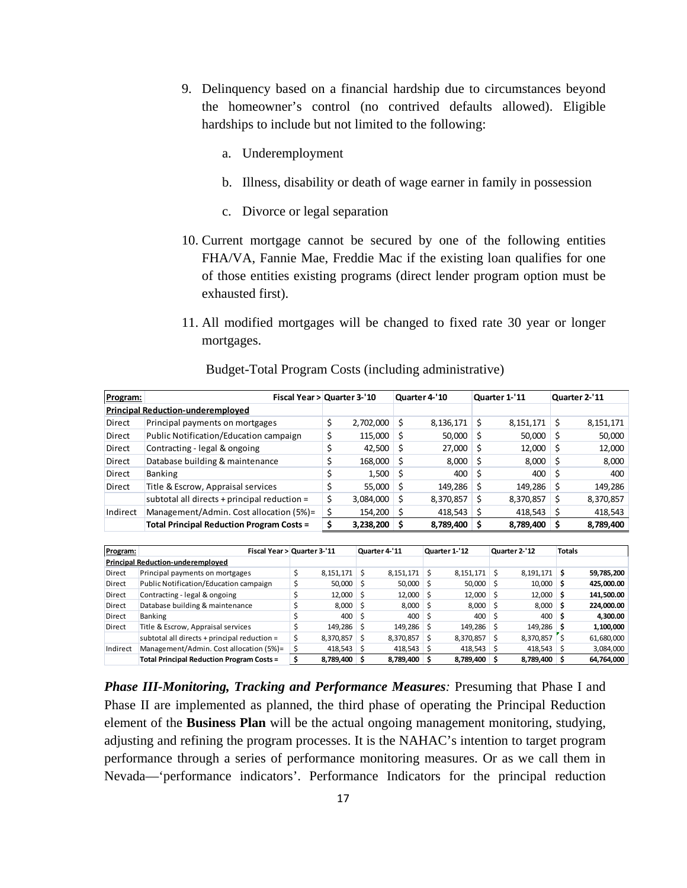9. Delinquency based on a financial hardship due to circumstances beyond the homeowner's control (no contrived defaults allowed). Eligible hardships to include but not limited to the following:

   a. Underemployment

   b. Illness, disability or death of wage earner in family in possession

   c. Divorce or legal separation

10. Current mortgage cannot be secured by one of the following entities FHA/VA, Fannie Mae, Freddie Mac if the existing loan qualifies for one of those entities existing programs (direct lender program option must be exhausted first).

11. All modified mortgages will be changed to fixed rate 30 year or longer mortgages.

Budget-Total Program Costs (including administrative)

| Program: | Fiscal Year > | Quarter 3-'10 | Quarter 4-'10 | Quarter 1-'11 | Quarter 2-'11 |
|---|---|---|---|---|---|
| **Principal Reduction-underemployed** | | | | | |
| Direct | Principal payments on mortgages | $ 2,702,000 | $ 8,136,171 | $ 8,151,171 | $ 8,151,171 |
| Direct | Public Notification/Education campaign | $ 115,000 | $ 50,000 | $ 50,000 | $ 50,000 |
| Direct | Contracting - legal & ongoing | $ 42,500 | $ 27,000 | $ 12,000 | $ 12,000 |
| Direct | Database building & maintenance | $ 168,000 | $ 8,000 | $ 8,000 | $ 8,000 |
| Direct | Banking | $ 1,500 | $ 400 | $ 400 | $ 400 |
| Direct | Title & Escrow, Appraisal services | $ 55,000 | $ 149,286 | $ 149,286 | $ 149,286 |
| | subtotal all directs + principal reduction = | $ 3,084,000 | $ 8,370,857 | $ 8,370,857 | $ 8,370,857 |
| Indirect | Management/Admin. Cost allocation (5%)= | $ 154,200 | $ 418,543 | $ 418,543 | $ 418,543 |
| | **Total Principal Reduction Program Costs =** | **$ 3,238,200** | **$ 8,789,400** | **$ 8,789,400** | **$ 8,789,400** |

| Program: | Fiscal Year > | Quarter 3-'11 | Quarter 4-'11 | Quarter 1-'12 | Quarter 2-'12 | Totals |
|---|---|---|---|---|---|---|
| **Principal Reduction-underemployed** | | | | | | |
| Direct | Principal payments on mortgages | $ 8,151,171 | $ 8,151,171 | $ 8,151,171 | $ 8,191,171 | **$ 59,785,200** |
| Direct | Public Notification/Education campaign | $ 50,000 | $ 50,000 | $ 50,000 | $ 10,000 | **$ 425,000.00** |
| Direct | Contracting - legal & ongoing | $ 12,000 | $ 12,000 | $ 12,000 | $ 12,000 | **$ 141,500.00** |
| Direct | Database building & maintenance | $ 8,000 | $ 8,000 | $ 8,000 | $ 8,000 | **$ 224,000.00** |
| Direct | Banking | $ 400 | $ 400 | $ 400 | $ 400 | **$ 4,300.00** |
| Direct | Title & Escrow, Appraisal services | $ 149,286 | $ 149,286 | $ 149,286 | $ 149,286 | **$ 1,100,000** |
| | subtotal all directs + principal reduction = | $ 8,370,857 | $ 8,370,857 | $ 8,370,857 | $ 8,370,857 | $ 61,680,000 |
| Indirect | Management/Admin. Cost allocation (5%)= | $ 418,543 | $ 418,543 | $ 418,543 | $ 418,543 | $ 3,084,000 |
| | **Total Principal Reduction Program Costs =** | **$ 8,789,400** | **$ 8,789,400** | **$ 8,789,400** | **$ 8,789,400** | **$ 64,764,000** |

***Phase III-Monitoring, Tracking and Performance Measures****:* Presuming that Phase I and Phase II are implemented as planned, the third phase of operating the Principal Reduction element of the **Business Plan** will be the actual ongoing management monitoring, studying, adjusting and refining the program processes. It is the NAHAC's intention to target program performance through a series of performance monitoring measures. Or as we call them in Nevada—'performance indicators'. Performance Indicators for the principal reduction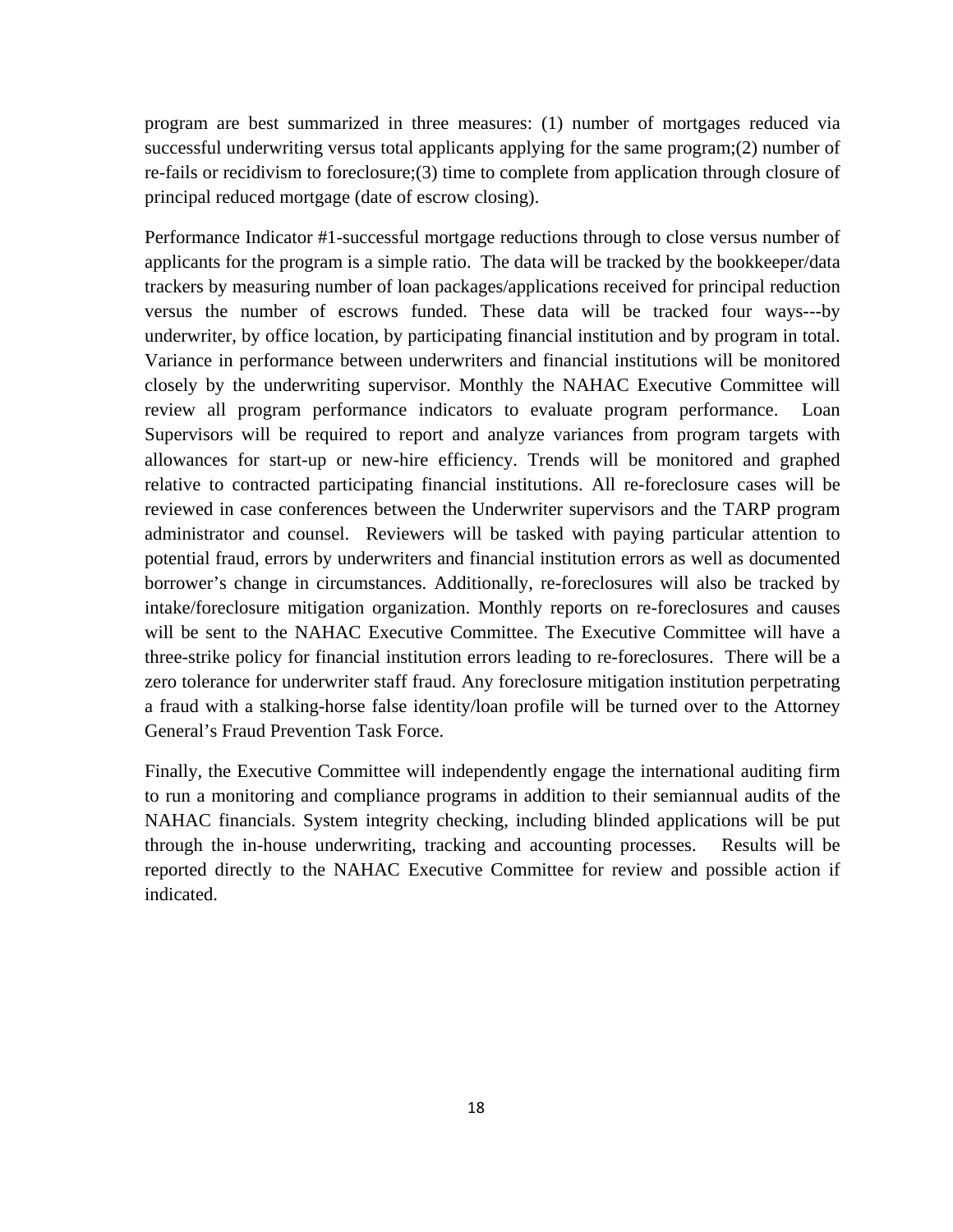program are best summarized in three measures: (1) number of mortgages reduced via successful underwriting versus total applicants applying for the same program;(2) number of re-fails or recidivism to foreclosure;(3) time to complete from application through closure of principal reduced mortgage (date of escrow closing).

Performance Indicator #1-successful mortgage reductions through to close versus number of applicants for the program is a simple ratio. The data will be tracked by the bookkeeper/data trackers by measuring number of loan packages/applications received for principal reduction versus the number of escrows funded. These data will be tracked four ways---by underwriter, by office location, by participating financial institution and by program in total. Variance in performance between underwriters and financial institutions will be monitored closely by the underwriting supervisor. Monthly the NAHAC Executive Committee will review all program performance indicators to evaluate program performance. Loan Supervisors will be required to report and analyze variances from program targets with allowances for start-up or new-hire efficiency. Trends will be monitored and graphed relative to contracted participating financial institutions. All re-foreclosure cases will be reviewed in case conferences between the Underwriter supervisors and the TARP program administrator and counsel. Reviewers will be tasked with paying particular attention to potential fraud, errors by underwriters and financial institution errors as well as documented borrower's change in circumstances. Additionally, re-foreclosures will also be tracked by intake/foreclosure mitigation organization. Monthly reports on re-foreclosures and causes will be sent to the NAHAC Executive Committee. The Executive Committee will have a three-strike policy for financial institution errors leading to re-foreclosures. There will be a zero tolerance for underwriter staff fraud. Any foreclosure mitigation institution perpetrating a fraud with a stalking-horse false identity/loan profile will be turned over to the Attorney General's Fraud Prevention Task Force.

Finally, the Executive Committee will independently engage the international auditing firm to run a monitoring and compliance programs in addition to their semiannual audits of the NAHAC financials. System integrity checking, including blinded applications will be put through the in-house underwriting, tracking and accounting processes. Results will be reported directly to the NAHAC Executive Committee for review and possible action if indicated.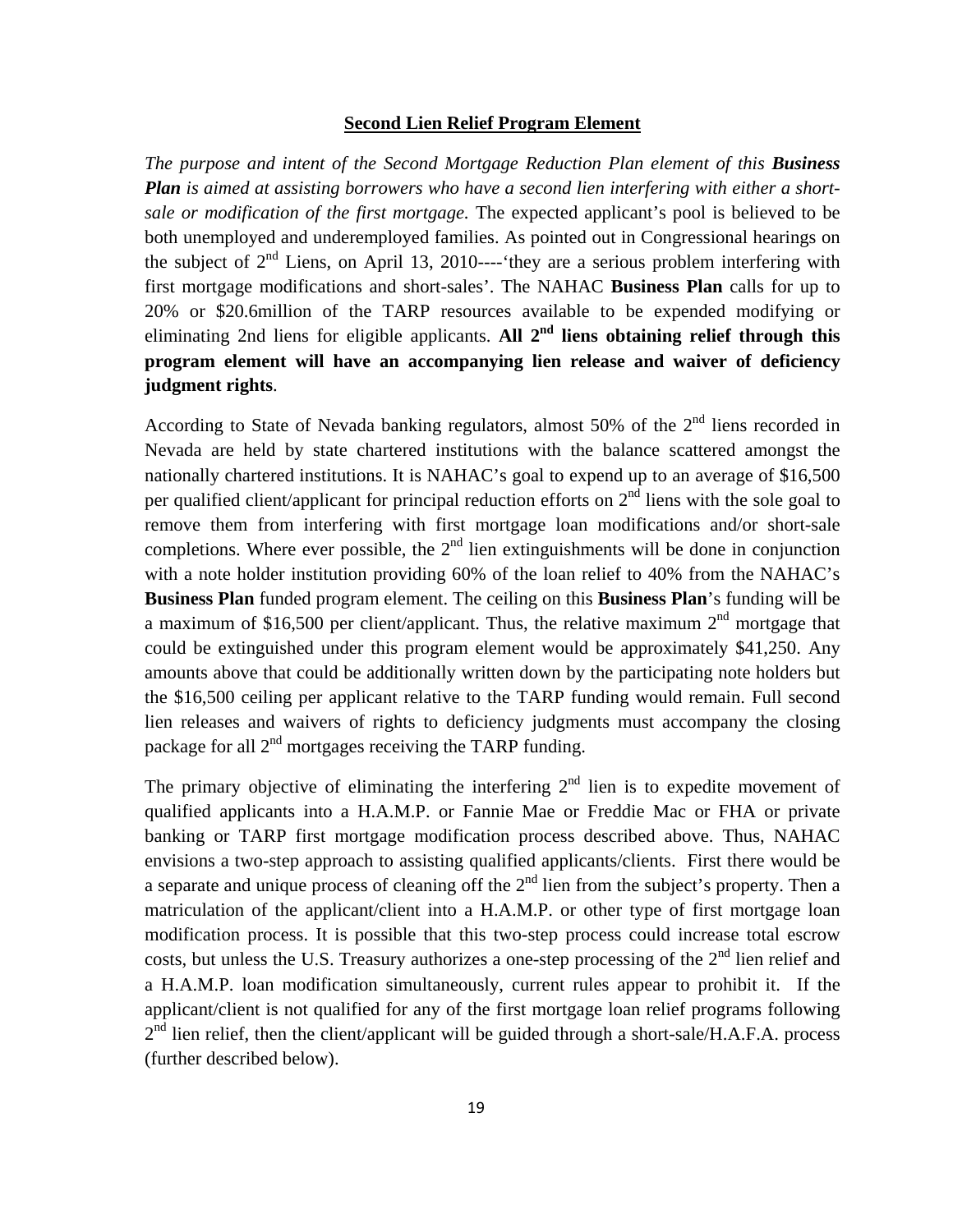## Second Lien Relief Program Element

*The purpose and intent of the Second Mortgage Reduction Plan element of this **Business Plan** is aimed at assisting borrowers who have a second lien interfering with either a short-sale or modification of the first mortgage.* The expected applicant's pool is believed to be both unemployed and underemployed families. As pointed out in Congressional hearings on the subject of 2nd Liens, on April 13, 2010----'they are a serious problem interfering with first mortgage modifications and short-sales'. The NAHAC **Business Plan** calls for up to 20% or \$20.6million of the TARP resources available to be expended modifying or eliminating 2nd liens for eligible applicants. **All 2nd liens obtaining relief through this program element will have an accompanying lien release and waiver of deficiency judgment rights**.

According to State of Nevada banking regulators, almost 50% of the 2nd liens recorded in Nevada are held by state chartered institutions with the balance scattered amongst the nationally chartered institutions. It is NAHAC's goal to expend up to an average of \$16,500 per qualified client/applicant for principal reduction efforts on 2nd liens with the sole goal to remove them from interfering with first mortgage loan modifications and/or short-sale completions. Where ever possible, the 2nd lien extinguishments will be done in conjunction with a note holder institution providing 60% of the loan relief to 40% from the NAHAC's **Business Plan** funded program element. The ceiling on this **Business Plan**'s funding will be a maximum of \$16,500 per client/applicant. Thus, the relative maximum 2nd mortgage that could be extinguished under this program element would be approximately \$41,250. Any amounts above that could be additionally written down by the participating note holders but the \$16,500 ceiling per applicant relative to the TARP funding would remain. Full second lien releases and waivers of rights to deficiency judgments must accompany the closing package for all 2nd mortgages receiving the TARP funding.

The primary objective of eliminating the interfering 2nd lien is to expedite movement of qualified applicants into a H.A.M.P. or Fannie Mae or Freddie Mac or FHA or private banking or TARP first mortgage modification process described above. Thus, NAHAC envisions a two-step approach to assisting qualified applicants/clients. First there would be a separate and unique process of cleaning off the 2nd lien from the subject's property. Then a matriculation of the applicant/client into a H.A.M.P. or other type of first mortgage loan modification process. It is possible that this two-step process could increase total escrow costs, but unless the U.S. Treasury authorizes a one-step processing of the 2nd lien relief and a H.A.M.P. loan modification simultaneously, current rules appear to prohibit it. If the applicant/client is not qualified for any of the first mortgage loan relief programs following 2nd lien relief, then the client/applicant will be guided through a short-sale/H.A.F.A. process (further described below).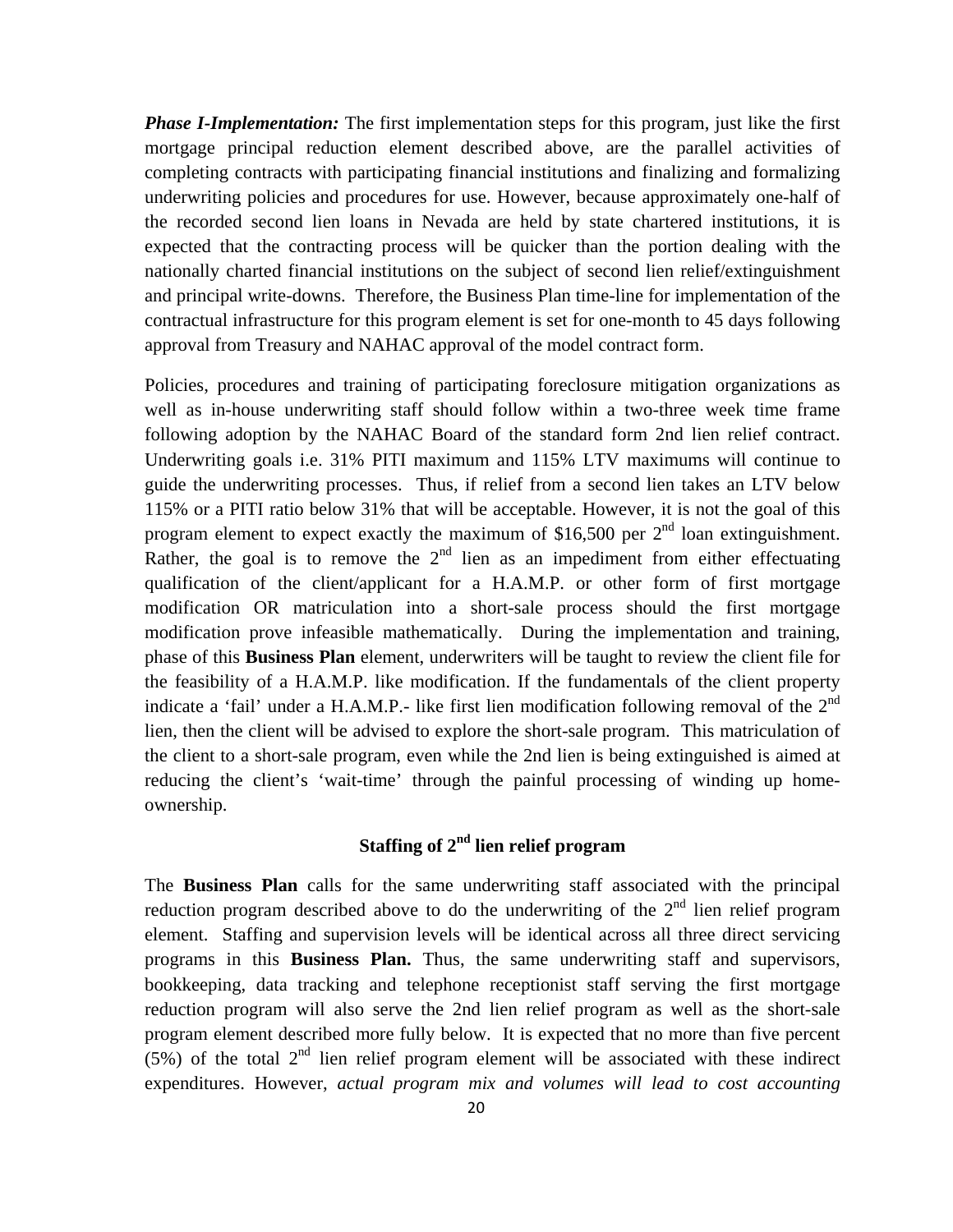***Phase I-Implementation:*** The first implementation steps for this program, just like the first mortgage principal reduction element described above, are the parallel activities of completing contracts with participating financial institutions and finalizing and formalizing underwriting policies and procedures for use. However, because approximately one-half of the recorded second lien loans in Nevada are held by state chartered institutions, it is expected that the contracting process will be quicker than the portion dealing with the nationally charted financial institutions on the subject of second lien relief/extinguishment and principal write-downs. Therefore, the Business Plan time-line for implementation of the contractual infrastructure for this program element is set for one-month to 45 days following approval from Treasury and NAHAC approval of the model contract form.

Policies, procedures and training of participating foreclosure mitigation organizations as well as in-house underwriting staff should follow within a two-three week time frame following adoption by the NAHAC Board of the standard form 2nd lien relief contract. Underwriting goals i.e. 31% PITI maximum and 115% LTV maximums will continue to guide the underwriting processes. Thus, if relief from a second lien takes an LTV below 115% or a PITI ratio below 31% that will be acceptable. However, it is not the goal of this program element to expect exactly the maximum of $16,500 per 2nd loan extinguishment. Rather, the goal is to remove the 2nd lien as an impediment from either effectuating qualification of the client/applicant for a H.A.M.P. or other form of first mortgage modification OR matriculation into a short-sale process should the first mortgage modification prove infeasible mathematically. During the implementation and training, phase of this **Business Plan** element, underwriters will be taught to review the client file for the feasibility of a H.A.M.P. like modification. If the fundamentals of the client property indicate a 'fail' under a H.A.M.P.- like first lien modification following removal of the 2nd lien, then the client will be advised to explore the short-sale program. This matriculation of the client to a short-sale program, even while the 2nd lien is being extinguished is aimed at reducing the client's 'wait-time' through the painful processing of winding up home-ownership.

## Staffing of 2nd lien relief program

The **Business Plan** calls for the same underwriting staff associated with the principal reduction program described above to do the underwriting of the 2nd lien relief program element. Staffing and supervision levels will be identical across all three direct servicing programs in this **Business Plan.** Thus, the same underwriting staff and supervisors, bookkeeping, data tracking and telephone receptionist staff serving the first mortgage reduction program will also serve the 2nd lien relief program as well as the short-sale program element described more fully below. It is expected that no more than five percent (5%) of the total 2nd lien relief program element will be associated with these indirect expenditures. However, *actual program mix and volumes will lead to cost accounting*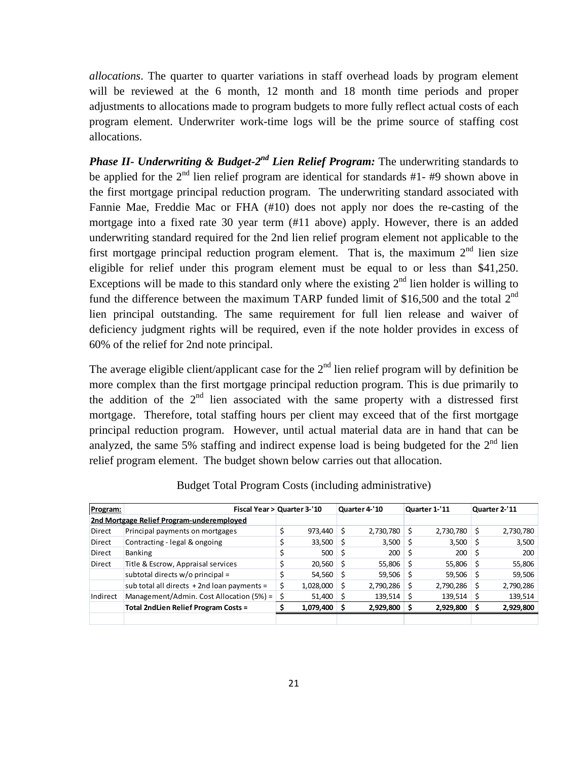*allocations*. The quarter to quarter variations in staff overhead loads by program element will be reviewed at the 6 month, 12 month and 18 month time periods and proper adjustments to allocations made to program budgets to more fully reflect actual costs of each program element. Underwriter work-time logs will be the prime source of staffing cost allocations.

***Phase II- Underwriting & Budget-2nd Lien Relief Program:*** The underwriting standards to be applied for the 2nd lien relief program are identical for standards #1- #9 shown above in the first mortgage principal reduction program. The underwriting standard associated with Fannie Mae, Freddie Mac or FHA (#10) does not apply nor does the re-casting of the mortgage into a fixed rate 30 year term (#11 above) apply. However, there is an added underwriting standard required for the 2nd lien relief program element not applicable to the first mortgage principal reduction program element. That is, the maximum 2nd lien size eligible for relief under this program element must be equal to or less than $41,250. Exceptions will be made to this standard only where the existing 2nd lien holder is willing to fund the difference between the maximum TARP funded limit of $16,500 and the total 2nd lien principal outstanding. The same requirement for full lien release and waiver of deficiency judgment rights will be required, even if the note holder provides in excess of 60% of the relief for 2nd note principal.

The average eligible client/applicant case for the 2nd lien relief program will by definition be more complex than the first mortgage principal reduction program. This is due primarily to the addition of the 2nd lien associated with the same property with a distressed first mortgage. Therefore, total staffing hours per client may exceed that of the first mortgage principal reduction program. However, until actual material data are in hand that can be analyzed, the same 5% staffing and indirect expense load is being budgeted for the 2nd lien relief program element. The budget shown below carries out that allocation.

Budget Total Program Costs (including administrative)

| Program: | Fiscal Year > | Quarter 3-'10 | Quarter 4-'10 | Quarter 1-'11 | Quarter 2-'11 |
|---|---|---|---|---|---|
| 2nd Mortgage Relief Program-underemployed | | | | | |
| Direct | Principal payments on mortgages | $ 973,440 | $ 2,730,780 | $ 2,730,780 | $ 2,730,780 |
| Direct | Contracting - legal & ongoing | $ 33,500 | $ 3,500 | $ 3,500 | $ 3,500 |
| Direct | Banking | $ 500 | $ 200 | $ 200 | $ 200 |
| Direct | Title & Escrow, Appraisal services | $ 20,560 | $ 55,806 | $ 55,806 | $ 55,806 |
| | subtotal directs w/o principal = | $ 54,560 | $ 59,506 | $ 59,506 | $ 59,506 |
| | sub total all directs + 2nd loan payments = | $ 1,028,000 | $ 2,790,286 | $ 2,790,286 | $ 2,790,286 |
| Indirect | Management/Admin. Cost Allocation (5%) = | $ 51,400 | $ 139,514 | $ 139,514 | $ 139,514 |
| | **Total 2ndLien Relief Program Costs =** | **$ 1,079,400** | **$ 2,929,800** | **$ 2,929,800** | **$ 2,929,800** |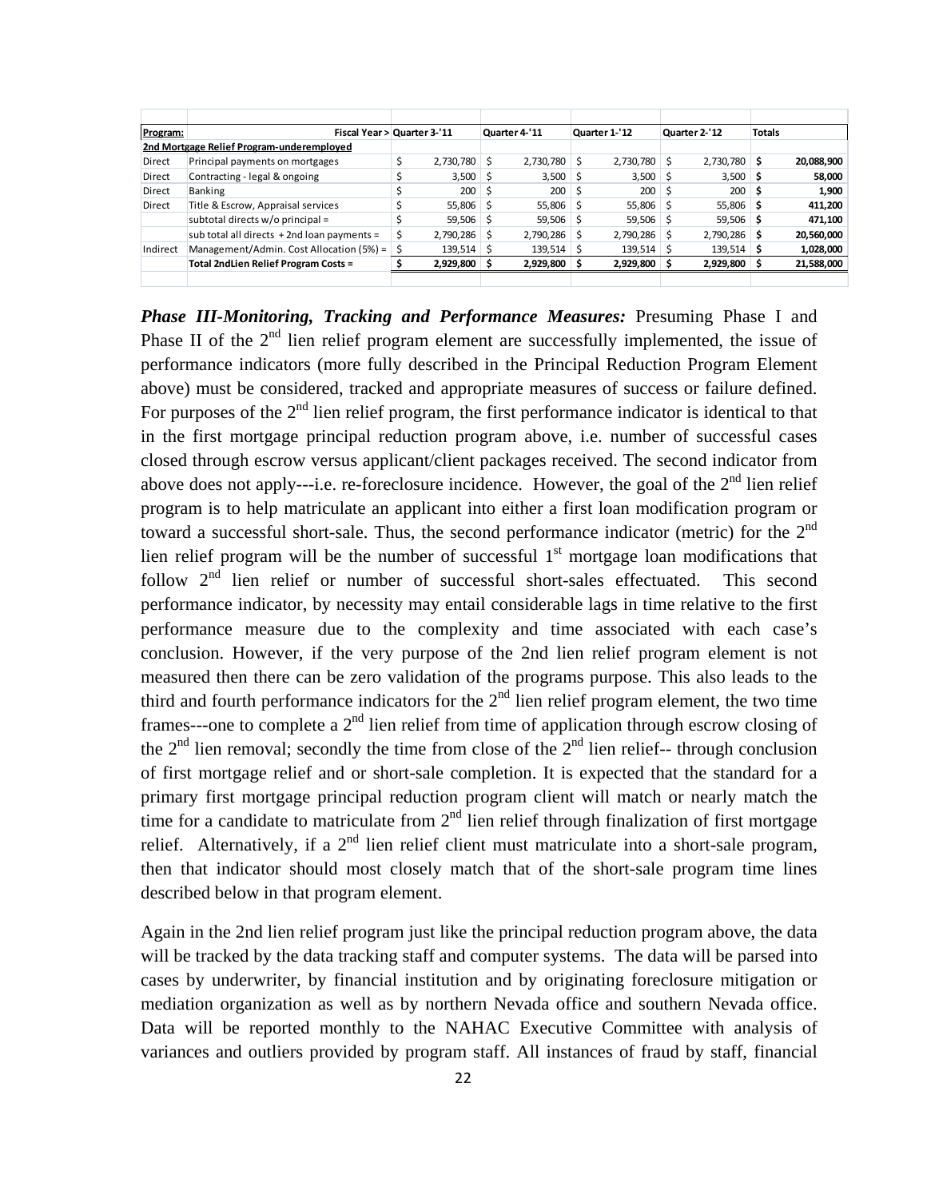| Program: | Fiscal Year > | Quarter 3-'11 | Quarter 4-'11 | Quarter 1-'12 | Quarter 2-'12 | Totals |
|---|---|---|---|---|---|---|
| 2nd Mortgage Relief Program-underemployed | | | | | | |
| Direct | Principal payments on mortgages | $ 2,730,780 | $ 2,730,780 | $ 2,730,780 | $ 2,730,780 | **$ 20,088,900** |
| Direct | Contracting - legal & ongoing | $ 3,500 | $ 3,500 | $ 3,500 | $ 3,500 | **$ 58,000** |
| Direct | Banking | $ 200 | $ 200 | $ 200 | $ 200 | **$ 1,900** |
| Direct | Title & Escrow, Appraisal services | $ 55,806 | $ 55,806 | $ 55,806 | $ 55,806 | **$ 411,200** |
| | subtotal directs w/o principal = | $ 59,506 | $ 59,506 | $ 59,506 | $ 59,506 | **$ 471,100** |
| | sub total all directs + 2nd loan payments = | $ 2,790,286 | $ 2,790,286 | $ 2,790,286 | $ 2,790,286 | **$ 20,560,000** |
| Indirect | Management/Admin. Cost Allocation (5%) = | $ 139,514 | $ 139,514 | $ 139,514 | $ 139,514 | **$ 1,028,000** |
| | **Total 2ndLien Relief Program Costs =** | **$ 2,929,800** | **$ 2,929,800** | **$ 2,929,800** | **$ 2,929,800** | **$ 21,588,000** |

***Phase III-Monitoring, Tracking and Performance Measures:*** Presuming Phase I and Phase II of the 2nd lien relief program element are successfully implemented, the issue of performance indicators (more fully described in the Principal Reduction Program Element above) must be considered, tracked and appropriate measures of success or failure defined. For purposes of the 2nd lien relief program, the first performance indicator is identical to that in the first mortgage principal reduction program above, i.e. number of successful cases closed through escrow versus applicant/client packages received. The second indicator from above does not apply---i.e. re-foreclosure incidence. However, the goal of the 2nd lien relief program is to help matriculate an applicant into either a first loan modification program or toward a successful short-sale. Thus, the second performance indicator (metric) for the 2nd lien relief program will be the number of successful 1st mortgage loan modifications that follow 2nd lien relief or number of successful short-sales effectuated. This second performance indicator, by necessity may entail considerable lags in time relative to the first performance measure due to the complexity and time associated with each case's conclusion. However, if the very purpose of the 2nd lien relief program element is not measured then there can be zero validation of the programs purpose. This also leads to the third and fourth performance indicators for the 2nd lien relief program element, the two time frames---one to complete a 2nd lien relief from time of application through escrow closing of the 2nd lien removal; secondly the time from close of the 2nd lien relief-- through conclusion of first mortgage relief and or short-sale completion. It is expected that the standard for a primary first mortgage principal reduction program client will match or nearly match the time for a candidate to matriculate from 2nd lien relief through finalization of first mortgage relief. Alternatively, if a 2nd lien relief client must matriculate into a short-sale program, then that indicator should most closely match that of the short-sale program time lines described below in that program element.

Again in the 2nd lien relief program just like the principal reduction program above, the data will be tracked by the data tracking staff and computer systems. The data will be parsed into cases by underwriter, by financial institution and by originating foreclosure mitigation or mediation organization as well as by northern Nevada office and southern Nevada office. Data will be reported monthly to the NAHAC Executive Committee with analysis of variances and outliers provided by program staff. All instances of fraud by staff, financial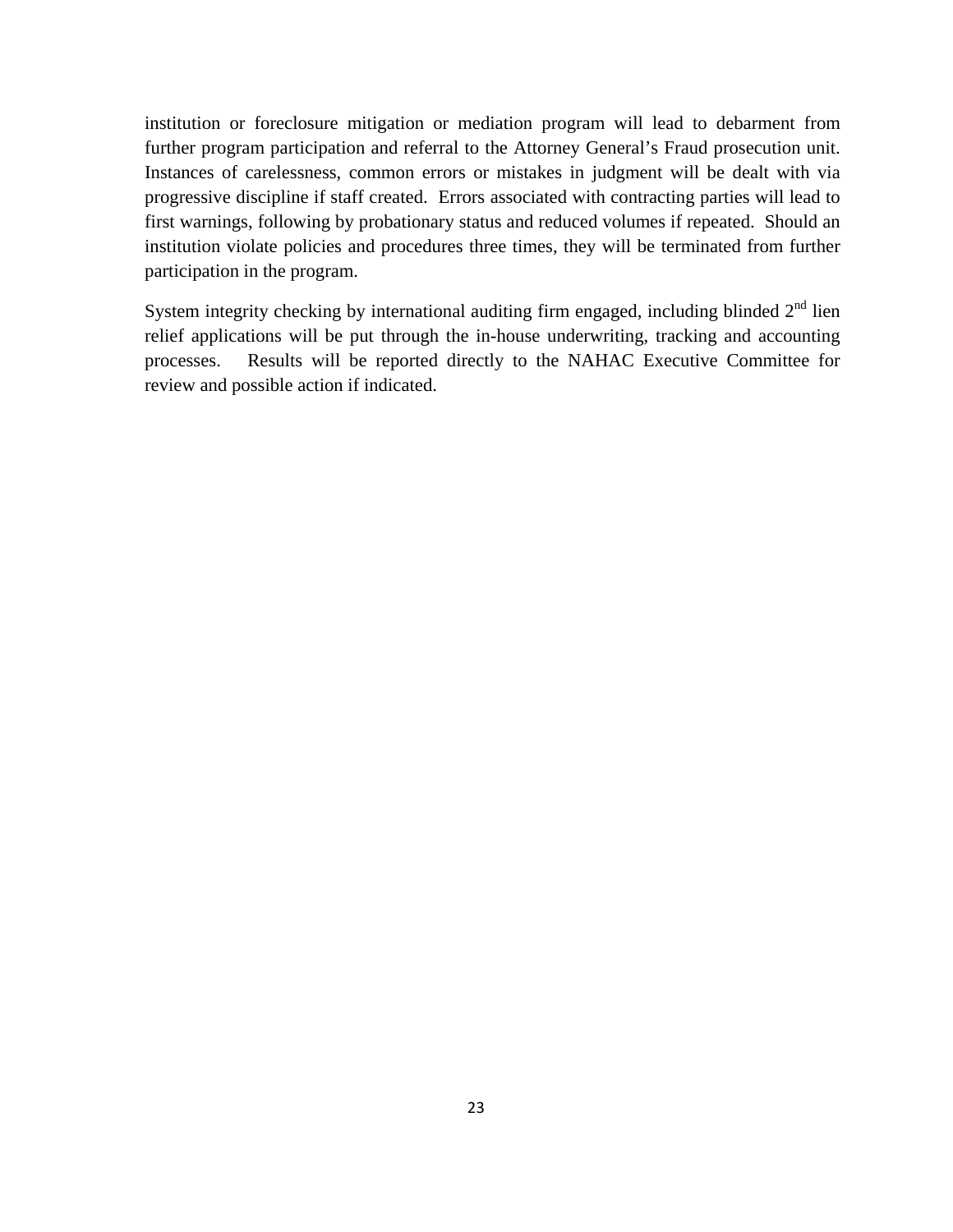institution or foreclosure mitigation or mediation program will lead to debarment from further program participation and referral to the Attorney General's Fraud prosecution unit. Instances of carelessness, common errors or mistakes in judgment will be dealt with via progressive discipline if staff created. Errors associated with contracting parties will lead to first warnings, following by probationary status and reduced volumes if repeated. Should an institution violate policies and procedures three times, they will be terminated from further participation in the program.

System integrity checking by international auditing firm engaged, including blinded 2nd lien relief applications will be put through the in-house underwriting, tracking and accounting processes. Results will be reported directly to the NAHAC Executive Committee for review and possible action if indicated.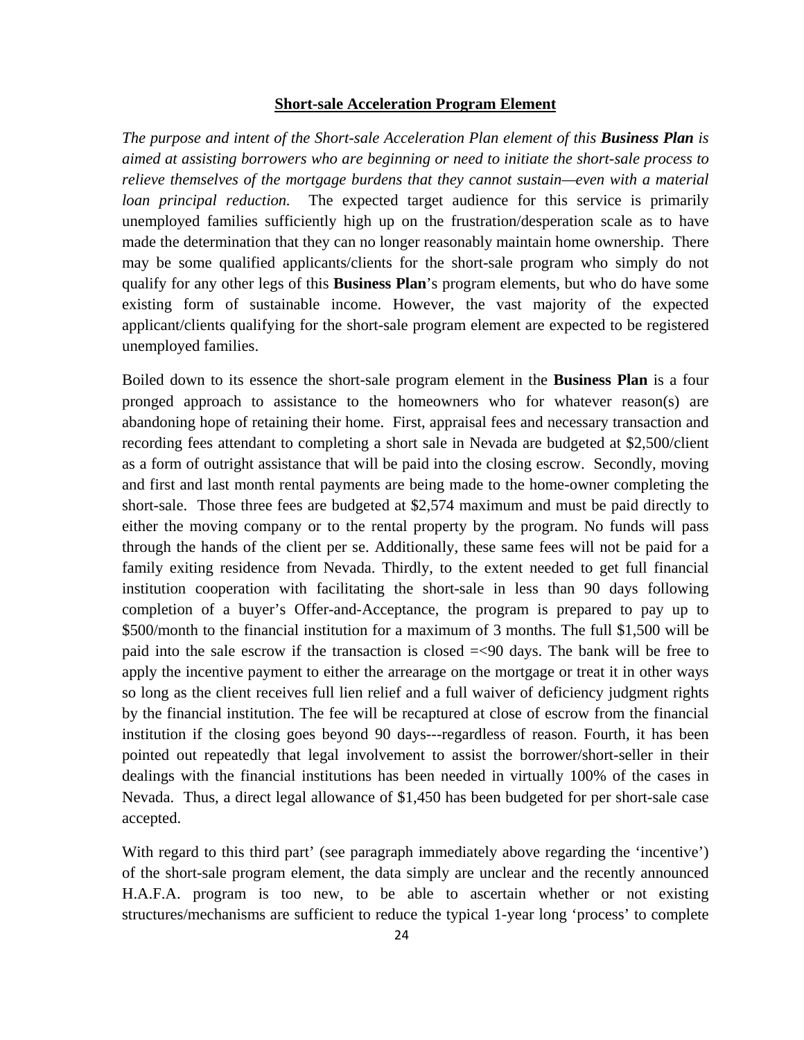**Short-sale Acceleration Program Element**

*The purpose and intent of the Short-sale Acceleration Plan element of this* ***Business Plan*** *is aimed at assisting borrowers who are beginning or need to initiate the short-sale process to relieve themselves of the mortgage burdens that they cannot sustain—even with a material loan principal reduction.* The expected target audience for this service is primarily unemployed families sufficiently high up on the frustration/desperation scale as to have made the determination that they can no longer reasonably maintain home ownership. There may be some qualified applicants/clients for the short-sale program who simply do not qualify for any other legs of this **Business Plan**'s program elements, but who do have some existing form of sustainable income. However, the vast majority of the expected applicant/clients qualifying for the short-sale program element are expected to be registered unemployed families.

Boiled down to its essence the short-sale program element in the **Business Plan** is a four pronged approach to assistance to the homeowners who for whatever reason(s) are abandoning hope of retaining their home. First, appraisal fees and necessary transaction and recording fees attendant to completing a short sale in Nevada are budgeted at $2,500/client as a form of outright assistance that will be paid into the closing escrow. Secondly, moving and first and last month rental payments are being made to the home-owner completing the short-sale. Those three fees are budgeted at $2,574 maximum and must be paid directly to either the moving company or to the rental property by the program. No funds will pass through the hands of the client per se. Additionally, these same fees will not be paid for a family exiting residence from Nevada. Thirdly, to the extent needed to get full financial institution cooperation with facilitating the short-sale in less than 90 days following completion of a buyer's Offer-and-Acceptance, the program is prepared to pay up to $500/month to the financial institution for a maximum of 3 months. The full $1,500 will be paid into the sale escrow if the transaction is closed =<90 days. The bank will be free to apply the incentive payment to either the arrearage on the mortgage or treat it in other ways so long as the client receives full lien relief and a full waiver of deficiency judgment rights by the financial institution. The fee will be recaptured at close of escrow from the financial institution if the closing goes beyond 90 days---regardless of reason. Fourth, it has been pointed out repeatedly that legal involvement to assist the borrower/short-seller in their dealings with the financial institutions has been needed in virtually 100% of the cases in Nevada. Thus, a direct legal allowance of $1,450 has been budgeted for per short-sale case accepted.

With regard to this third part' (see paragraph immediately above regarding the 'incentive') of the short-sale program element, the data simply are unclear and the recently announced H.A.F.A. program is too new, to be able to ascertain whether or not existing structures/mechanisms are sufficient to reduce the typical 1-year long 'process' to complete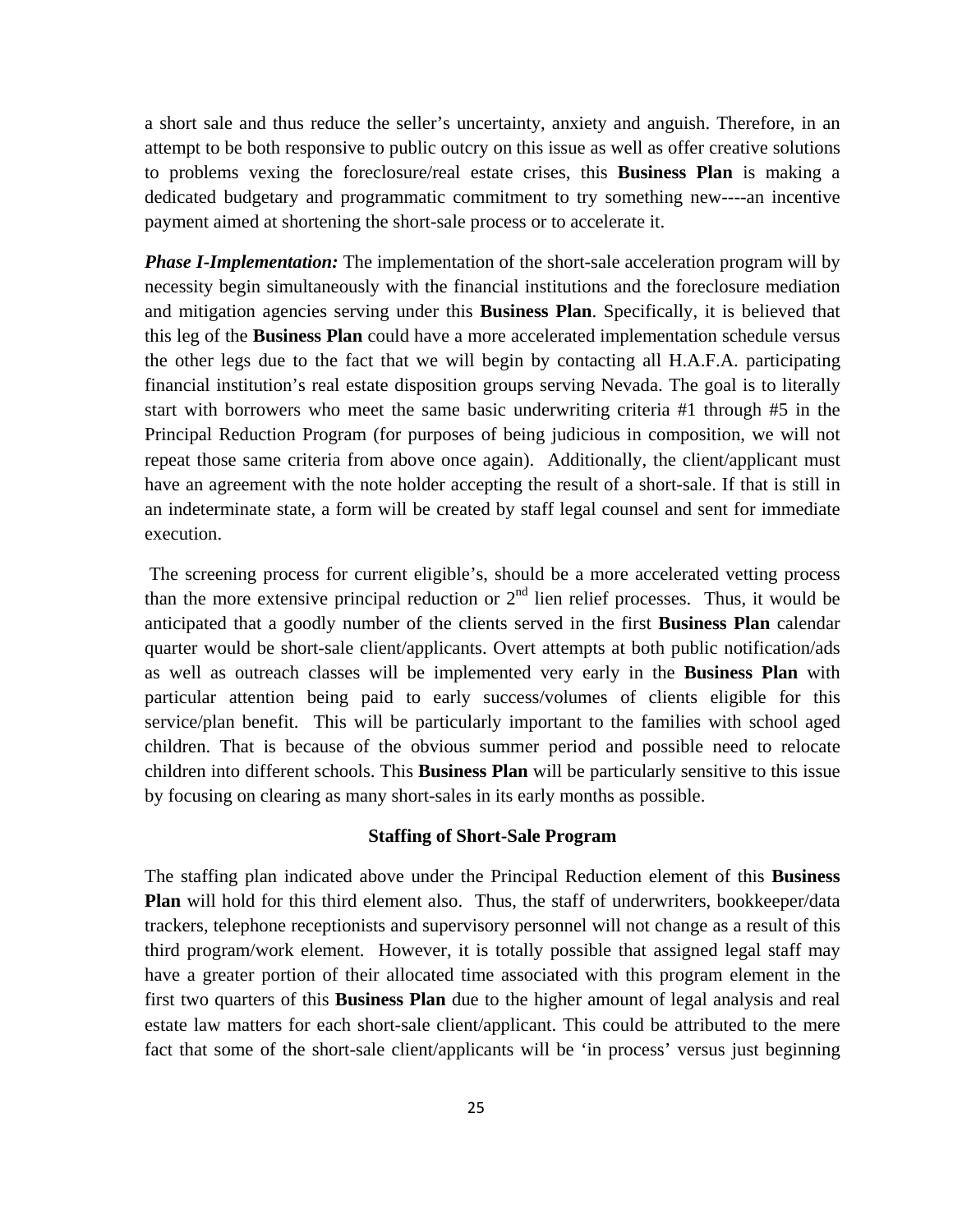a short sale and thus reduce the seller's uncertainty, anxiety and anguish. Therefore, in an attempt to be both responsive to public outcry on this issue as well as offer creative solutions to problems vexing the foreclosure/real estate crises, this **Business Plan** is making a dedicated budgetary and programmatic commitment to try something new----an incentive payment aimed at shortening the short-sale process or to accelerate it.

***Phase I-Implementation:*** The implementation of the short-sale acceleration program will by necessity begin simultaneously with the financial institutions and the foreclosure mediation and mitigation agencies serving under this **Business Plan**. Specifically, it is believed that this leg of the **Business Plan** could have a more accelerated implementation schedule versus the other legs due to the fact that we will begin by contacting all H.A.F.A. participating financial institution's real estate disposition groups serving Nevada. The goal is to literally start with borrowers who meet the same basic underwriting criteria #1 through #5 in the Principal Reduction Program (for purposes of being judicious in composition, we will not repeat those same criteria from above once again). Additionally, the client/applicant must have an agreement with the note holder accepting the result of a short-sale. If that is still in an indeterminate state, a form will be created by staff legal counsel and sent for immediate execution.

The screening process for current eligible's, should be a more accelerated vetting process than the more extensive principal reduction or 2nd lien relief processes. Thus, it would be anticipated that a goodly number of the clients served in the first **Business Plan** calendar quarter would be short-sale client/applicants. Overt attempts at both public notification/ads as well as outreach classes will be implemented very early in the **Business Plan** with particular attention being paid to early success/volumes of clients eligible for this service/plan benefit. This will be particularly important to the families with school aged children. That is because of the obvious summer period and possible need to relocate children into different schools. This **Business Plan** will be particularly sensitive to this issue by focusing on clearing as many short-sales in its early months as possible.

### Staffing of Short-Sale Program

The staffing plan indicated above under the Principal Reduction element of this **Business Plan** will hold for this third element also. Thus, the staff of underwriters, bookkeeper/data trackers, telephone receptionists and supervisory personnel will not change as a result of this third program/work element. However, it is totally possible that assigned legal staff may have a greater portion of their allocated time associated with this program element in the first two quarters of this **Business Plan** due to the higher amount of legal analysis and real estate law matters for each short-sale client/applicant. This could be attributed to the mere fact that some of the short-sale client/applicants will be 'in process' versus just beginning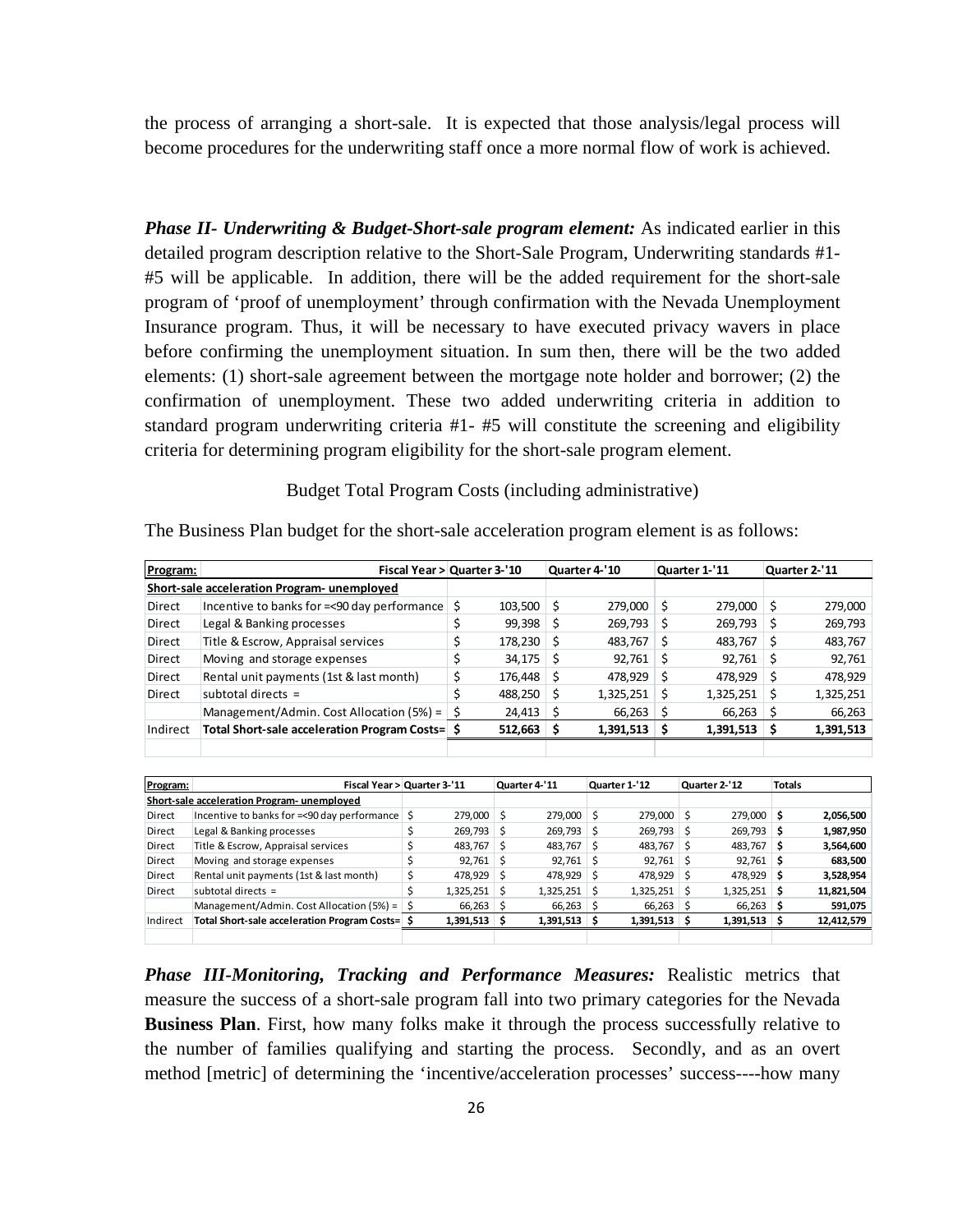the process of arranging a short-sale. It is expected that those analysis/legal process will become procedures for the underwriting staff once a more normal flow of work is achieved.

***Phase II- Underwriting & Budget-Short-sale program element:*** As indicated earlier in this detailed program description relative to the Short-Sale Program, Underwriting standards #1-#5 will be applicable. In addition, there will be the added requirement for the short-sale program of 'proof of unemployment' through confirmation with the Nevada Unemployment Insurance program. Thus, it will be necessary to have executed privacy wavers in place before confirming the unemployment situation. In sum then, there will be the two added elements: (1) short-sale agreement between the mortgage note holder and borrower; (2) the confirmation of unemployment. These two added underwriting criteria in addition to standard program underwriting criteria #1- #5 will constitute the screening and eligibility criteria for determining program eligibility for the short-sale program element.

Budget Total Program Costs (including administrative)

The Business Plan budget for the short-sale acceleration program element is as follows:

| Program: | Fiscal Year > | Quarter 3-'10 | Quarter 4-'10 | Quarter 1-'11 | Quarter 2-'11 |
|---|---|---|---|---|---|
| Short-sale acceleration Program- unemployed | | | | | |
| Direct | Incentive to banks for =<90 day performance | $ 103,500 | $ 279,000 | $ 279,000 | $ 279,000 |
| Direct | Legal & Banking processes | $ 99,398 | $ 269,793 | $ 269,793 | $ 269,793 |
| Direct | Title & Escrow, Appraisal services | $ 178,230 | $ 483,767 | $ 483,767 | $ 483,767 |
| Direct | Moving and storage expenses | $ 34,175 | $ 92,761 | $ 92,761 | $ 92,761 |
| Direct | Rental unit payments (1st & last month) | $ 176,448 | $ 478,929 | $ 478,929 | $ 478,929 |
| Direct | subtotal directs = | $ 488,250 | $ 1,325,251 | $ 1,325,251 | $ 1,325,251 |
| | Management/Admin. Cost Allocation (5%) = | $ 24,413 | $ 66,263 | $ 66,263 | $ 66,263 |
| Indirect | **Total Short-sale acceleration Program Costs=** | **$ 512,663** | **$ 1,391,513** | **$ 1,391,513** | **$ 1,391,513** |

| Program: | Fiscal Year > | Quarter 3-'11 | Quarter 4-'11 | Quarter 1-'12 | Quarter 2-'12 | Totals |
|---|---|---|---|---|---|---|
| Short-sale acceleration Program- unemployed | | | | | | |
| Direct | Incentive to banks for =<90 day performance | $ 279,000 | $ 279,000 | $ 279,000 | $ 279,000 | **$ 2,056,500** |
| Direct | Legal & Banking processes | $ 269,793 | $ 269,793 | $ 269,793 | $ 269,793 | **$ 1,987,950** |
| Direct | Title & Escrow, Appraisal services | $ 483,767 | $ 483,767 | $ 483,767 | $ 483,767 | **$ 3,564,600** |
| Direct | Moving and storage expenses | $ 92,761 | $ 92,761 | $ 92,761 | $ 92,761 | **$ 683,500** |
| Direct | Rental unit payments (1st & last month) | $ 478,929 | $ 478,929 | $ 478,929 | $ 478,929 | **$ 3,528,954** |
| Direct | subtotal directs = | $ 1,325,251 | $ 1,325,251 | $ 1,325,251 | $ 1,325,251 | **$ 11,821,504** |
| | Management/Admin. Cost Allocation (5%) = | $ 66,263 | $ 66,263 | $ 66,263 | $ 66,263 | **$ 591,075** |
| Indirect | **Total Short-sale acceleration Program Costs=** | **$ 1,391,513** | **$ 1,391,513** | **$ 1,391,513** | **$ 1,391,513** | **$ 12,412,579** |

***Phase III-Monitoring, Tracking and Performance Measures:*** Realistic metrics that measure the success of a short-sale program fall into two primary categories for the Nevada **Business Plan**. First, how many folks make it through the process successfully relative to the number of families qualifying and starting the process. Secondly, and as an overt method [metric] of determining the 'incentive/acceleration processes' success----how many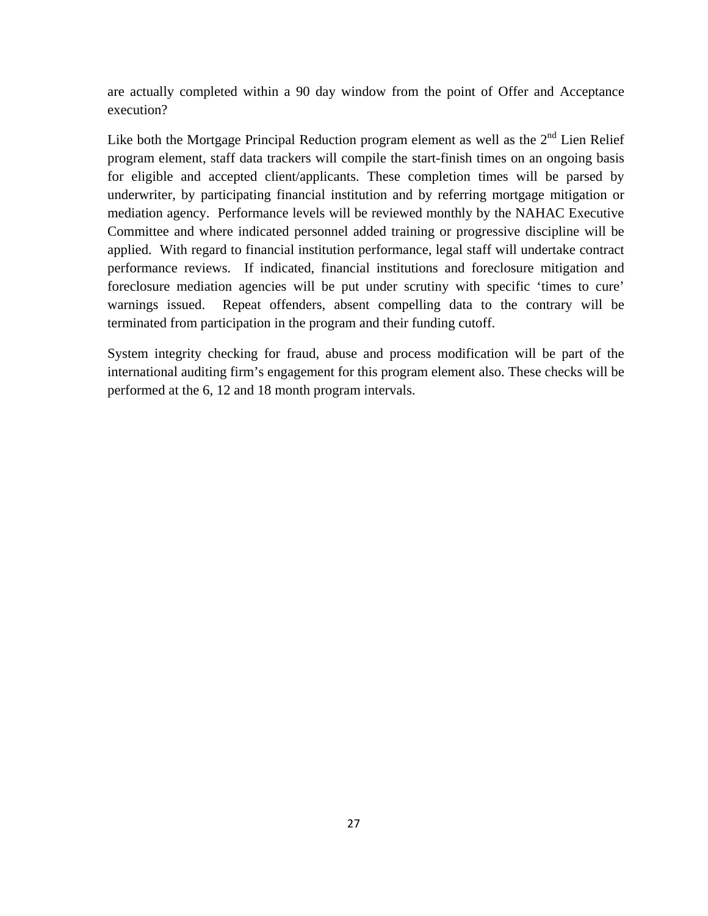are actually completed within a 90 day window from the point of Offer and Acceptance execution?

Like both the Mortgage Principal Reduction program element as well as the 2nd Lien Relief program element, staff data trackers will compile the start-finish times on an ongoing basis for eligible and accepted client/applicants. These completion times will be parsed by underwriter, by participating financial institution and by referring mortgage mitigation or mediation agency. Performance levels will be reviewed monthly by the NAHAC Executive Committee and where indicated personnel added training or progressive discipline will be applied. With regard to financial institution performance, legal staff will undertake contract performance reviews. If indicated, financial institutions and foreclosure mitigation and foreclosure mediation agencies will be put under scrutiny with specific 'times to cure' warnings issued. Repeat offenders, absent compelling data to the contrary will be terminated from participation in the program and their funding cutoff.

System integrity checking for fraud, abuse and process modification will be part of the international auditing firm's engagement for this program element also. These checks will be performed at the 6, 12 and 18 month program intervals.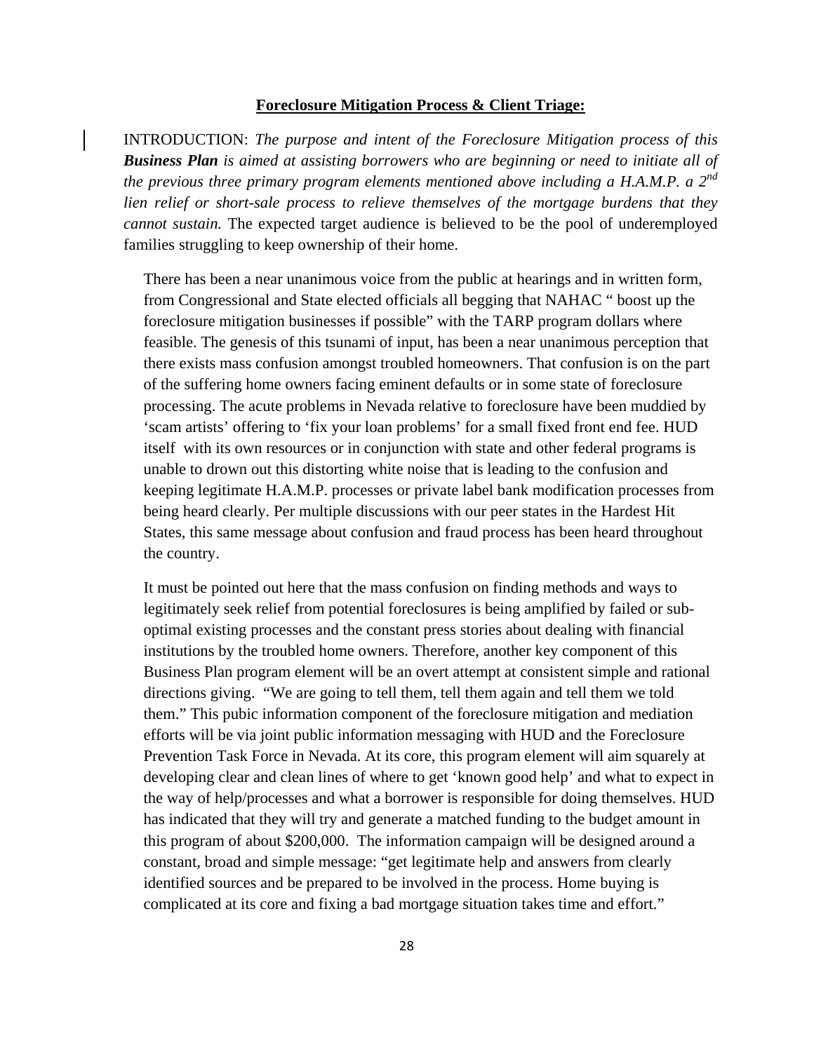**Foreclosure Mitigation Process & Client Triage:**

INTRODUCTION: *The purpose and intent of the Foreclosure Mitigation process of this **Business Plan** is aimed at assisting borrowers who are beginning or need to initiate all of the previous three primary program elements mentioned above including a H.A.M.P. a 2nd lien relief or short-sale process to relieve themselves of the mortgage burdens that they cannot sustain.* The expected target audience is believed to be the pool of underemployed families struggling to keep ownership of their home.

There has been a near unanimous voice from the public at hearings and in written form, from Congressional and State elected officials all begging that NAHAC " boost up the foreclosure mitigation businesses if possible" with the TARP program dollars where feasible. The genesis of this tsunami of input, has been a near unanimous perception that there exists mass confusion amongst troubled homeowners. That confusion is on the part of the suffering home owners facing eminent defaults or in some state of foreclosure processing. The acute problems in Nevada relative to foreclosure have been muddied by 'scam artists' offering to 'fix your loan problems' for a small fixed front end fee. HUD itself with its own resources or in conjunction with state and other federal programs is unable to drown out this distorting white noise that is leading to the confusion and keeping legitimate H.A.M.P. processes or private label bank modification processes from being heard clearly. Per multiple discussions with our peer states in the Hardest Hit States, this same message about confusion and fraud process has been heard throughout the country.

It must be pointed out here that the mass confusion on finding methods and ways to legitimately seek relief from potential foreclosures is being amplified by failed or sub-optimal existing processes and the constant press stories about dealing with financial institutions by the troubled home owners. Therefore, another key component of this Business Plan program element will be an overt attempt at consistent simple and rational directions giving. "We are going to tell them, tell them again and tell them we told them." This pubic information component of the foreclosure mitigation and mediation efforts will be via joint public information messaging with HUD and the Foreclosure Prevention Task Force in Nevada. At its core, this program element will aim squarely at developing clear and clean lines of where to get 'known good help' and what to expect in the way of help/processes and what a borrower is responsible for doing themselves. HUD has indicated that they will try and generate a matched funding to the budget amount in this program of about $200,000. The information campaign will be designed around a constant, broad and simple message: "get legitimate help and answers from clearly identified sources and be prepared to be involved in the process. Home buying is complicated at its core and fixing a bad mortgage situation takes time and effort."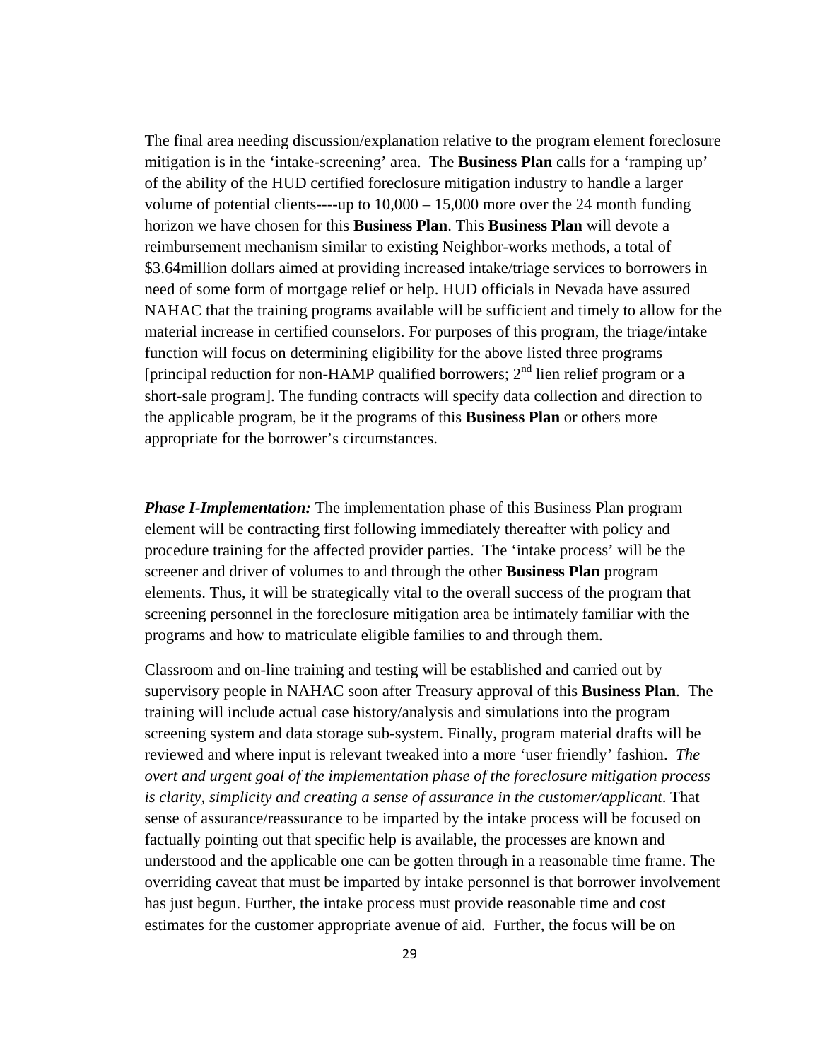The final area needing discussion/explanation relative to the program element foreclosure mitigation is in the 'intake-screening' area. The **Business Plan** calls for a 'ramping up' of the ability of the HUD certified foreclosure mitigation industry to handle a larger volume of potential clients----up to 10,000 – 15,000 more over the 24 month funding horizon we have chosen for this **Business Plan**. This **Business Plan** will devote a reimbursement mechanism similar to existing Neighbor-works methods, a total of $3.64million dollars aimed at providing increased intake/triage services to borrowers in need of some form of mortgage relief or help. HUD officials in Nevada have assured NAHAC that the training programs available will be sufficient and timely to allow for the material increase in certified counselors. For purposes of this program, the triage/intake function will focus on determining eligibility for the above listed three programs [principal reduction for non-HAMP qualified borrowers; 2nd lien relief program or a short-sale program]. The funding contracts will specify data collection and direction to the applicable program, be it the programs of this **Business Plan** or others more appropriate for the borrower's circumstances.

***Phase I-Implementation:*** The implementation phase of this Business Plan program element will be contracting first following immediately thereafter with policy and procedure training for the affected provider parties. The 'intake process' will be the screener and driver of volumes to and through the other **Business Plan** program elements. Thus, it will be strategically vital to the overall success of the program that screening personnel in the foreclosure mitigation area be intimately familiar with the programs and how to matriculate eligible families to and through them.

Classroom and on-line training and testing will be established and carried out by supervisory people in NAHAC soon after Treasury approval of this **Business Plan**. The training will include actual case history/analysis and simulations into the program screening system and data storage sub-system. Finally, program material drafts will be reviewed and where input is relevant tweaked into a more 'user friendly' fashion. *The overt and urgent goal of the implementation phase of the foreclosure mitigation process is clarity, simplicity and creating a sense of assurance in the customer/applicant*. That sense of assurance/reassurance to be imparted by the intake process will be focused on factually pointing out that specific help is available, the processes are known and understood and the applicable one can be gotten through in a reasonable time frame. The overriding caveat that must be imparted by intake personnel is that borrower involvement has just begun. Further, the intake process must provide reasonable time and cost estimates for the customer appropriate avenue of aid. Further, the focus will be on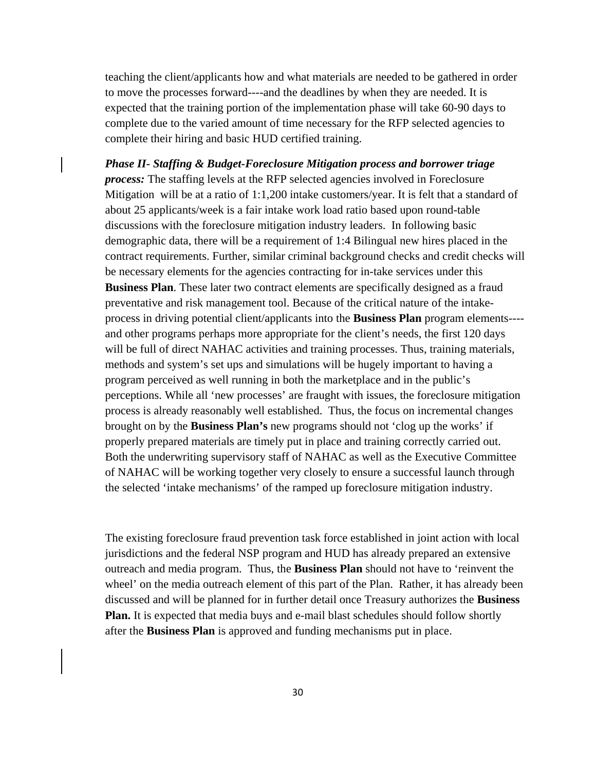teaching the client/applicants how and what materials are needed to be gathered in order to move the processes forward----and the deadlines by when they are needed. It is expected that the training portion of the implementation phase will take 60-90 days to complete due to the varied amount of time necessary for the RFP selected agencies to complete their hiring and basic HUD certified training.

***Phase II- Staffing & Budget-Foreclosure Mitigation process and borrower triage process:*** The staffing levels at the RFP selected agencies involved in Foreclosure Mitigation will be at a ratio of 1:1,200 intake customers/year. It is felt that a standard of about 25 applicants/week is a fair intake work load ratio based upon round-table discussions with the foreclosure mitigation industry leaders. In following basic demographic data, there will be a requirement of 1:4 Bilingual new hires placed in the contract requirements. Further, similar criminal background checks and credit checks will be necessary elements for the agencies contracting for in-take services under this **Business Plan**. These later two contract elements are specifically designed as a fraud preventative and risk management tool. Because of the critical nature of the intake-process in driving potential client/applicants into the **Business Plan** program elements----and other programs perhaps more appropriate for the client's needs, the first 120 days will be full of direct NAHAC activities and training processes. Thus, training materials, methods and system's set ups and simulations will be hugely important to having a program perceived as well running in both the marketplace and in the public's perceptions. While all 'new processes' are fraught with issues, the foreclosure mitigation process is already reasonably well established. Thus, the focus on incremental changes brought on by the **Business Plan's** new programs should not 'clog up the works' if properly prepared materials are timely put in place and training correctly carried out. Both the underwriting supervisory staff of NAHAC as well as the Executive Committee of NAHAC will be working together very closely to ensure a successful launch through the selected 'intake mechanisms' of the ramped up foreclosure mitigation industry.

The existing foreclosure fraud prevention task force established in joint action with local jurisdictions and the federal NSP program and HUD has already prepared an extensive outreach and media program. Thus, the **Business Plan** should not have to 'reinvent the wheel' on the media outreach element of this part of the Plan. Rather, it has already been discussed and will be planned for in further detail once Treasury authorizes the **Business Plan.** It is expected that media buys and e-mail blast schedules should follow shortly after the **Business Plan** is approved and funding mechanisms put in place.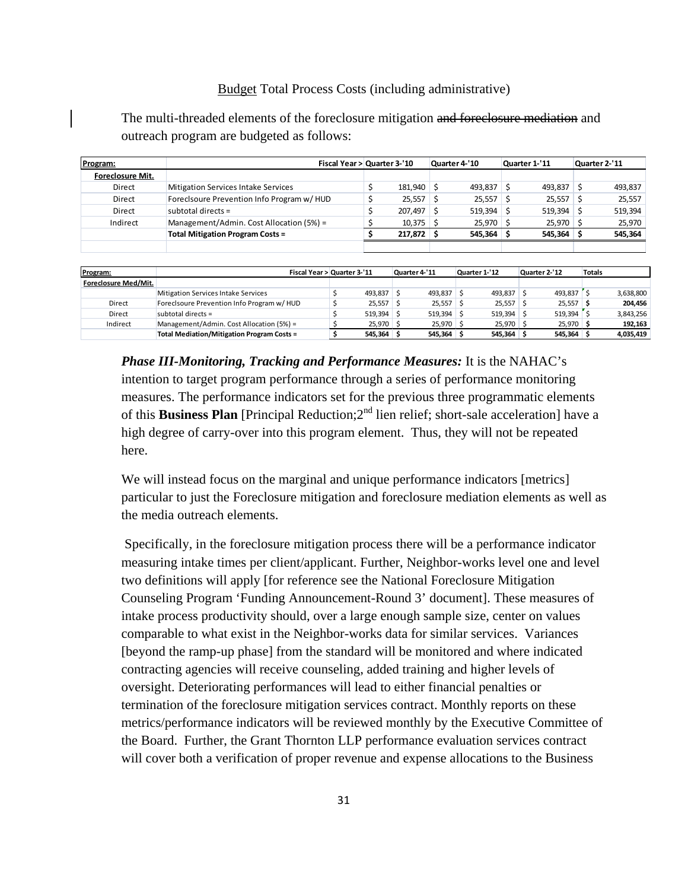Budget Total Process Costs (including administrative)

The multi-threaded elements of the foreclosure mitigation ~~and foreclosure mediation~~ and outreach program are budgeted as follows:

| Program: | Fiscal Year > | Quarter 3-'10 | Quarter 4-'10 | Quarter 1-'11 | Quarter 2-'11 |
|---|---|---|---|---|---|
| Foreclosure Mit. | | | | | |
| Direct | Mitigation Services Intake Services | $ 181,940 | $ 493,837 | $ 493,837 | $ 493,837 |
| Direct | Foreclsoure Prevention Info Program w/ HUD | $ 25,557 | $ 25,557 | $ 25,557 | $ 25,557 |
| Direct | subtotal directs = | $ 207,497 | $ 519,394 | $ 519,394 | $ 519,394 |
| Indirect | Management/Admin. Cost Allocation (5%) = | $ 10,375 | $ 25,970 | $ 25,970 | $ 25,970 |
| | **Total Mitigation Program Costs =** | **$ 217,872** | **$ 545,364** | **$ 545,364** | **$ 545,364** |

| Program: | Fiscal Year > | Quarter 3-'11 | Quarter 4-'11 | Quarter 1-'12 | Quarter 2-'12 | Totals |
|---|---|---|---|---|---|---|
| Foreclosure Med/Mit. | | | | | | |
| | Mitigation Services Intake Services | $ 493,837 | $ 493,837 | $ 493,837 | $ 493,837 | $ 3,638,800 |
| Direct | Foreclsoure Prevention Info Program w/ HUD | $ 25,557 | $ 25,557 | $ 25,557 | $ 25,557 | **$ 204,456** |
| Direct | subtotal directs = | $ 519,394 | $ 519,394 | $ 519,394 | $ 519,394 | $ 3,843,256 |
| Indirect | Management/Admin. Cost Allocation (5%) = | $ 25,970 | $ 25,970 | $ 25,970 | $ 25,970 | **$ 192,163** |
| | **Total Mediation/Mitigation Program Costs =** | **$ 545,364** | **$ 545,364** | **$ 545,364** | **$ 545,364** | **$ 4,035,419** |

***Phase III-Monitoring, Tracking and Performance Measures:*** It is the NAHAC's intention to target program performance through a series of performance monitoring measures. The performance indicators set for the previous three programmatic elements of this **Business Plan** [Principal Reduction;2nd lien relief; short-sale acceleration] have a high degree of carry-over into this program element. Thus, they will not be repeated here.

We will instead focus on the marginal and unique performance indicators [metrics] particular to just the Foreclosure mitigation and foreclosure mediation elements as well as the media outreach elements.

Specifically, in the foreclosure mitigation process there will be a performance indicator measuring intake times per client/applicant. Further, Neighbor-works level one and level two definitions will apply [for reference see the National Foreclosure Mitigation Counseling Program 'Funding Announcement-Round 3' document]. These measures of intake process productivity should, over a large enough sample size, center on values comparable to what exist in the Neighbor-works data for similar services. Variances [beyond the ramp-up phase] from the standard will be monitored and where indicated contracting agencies will receive counseling, added training and higher levels of oversight. Deteriorating performances will lead to either financial penalties or termination of the foreclosure mitigation services contract. Monthly reports on these metrics/performance indicators will be reviewed monthly by the Executive Committee of the Board. Further, the Grant Thornton LLP performance evaluation services contract will cover both a verification of proper revenue and expense allocations to the Business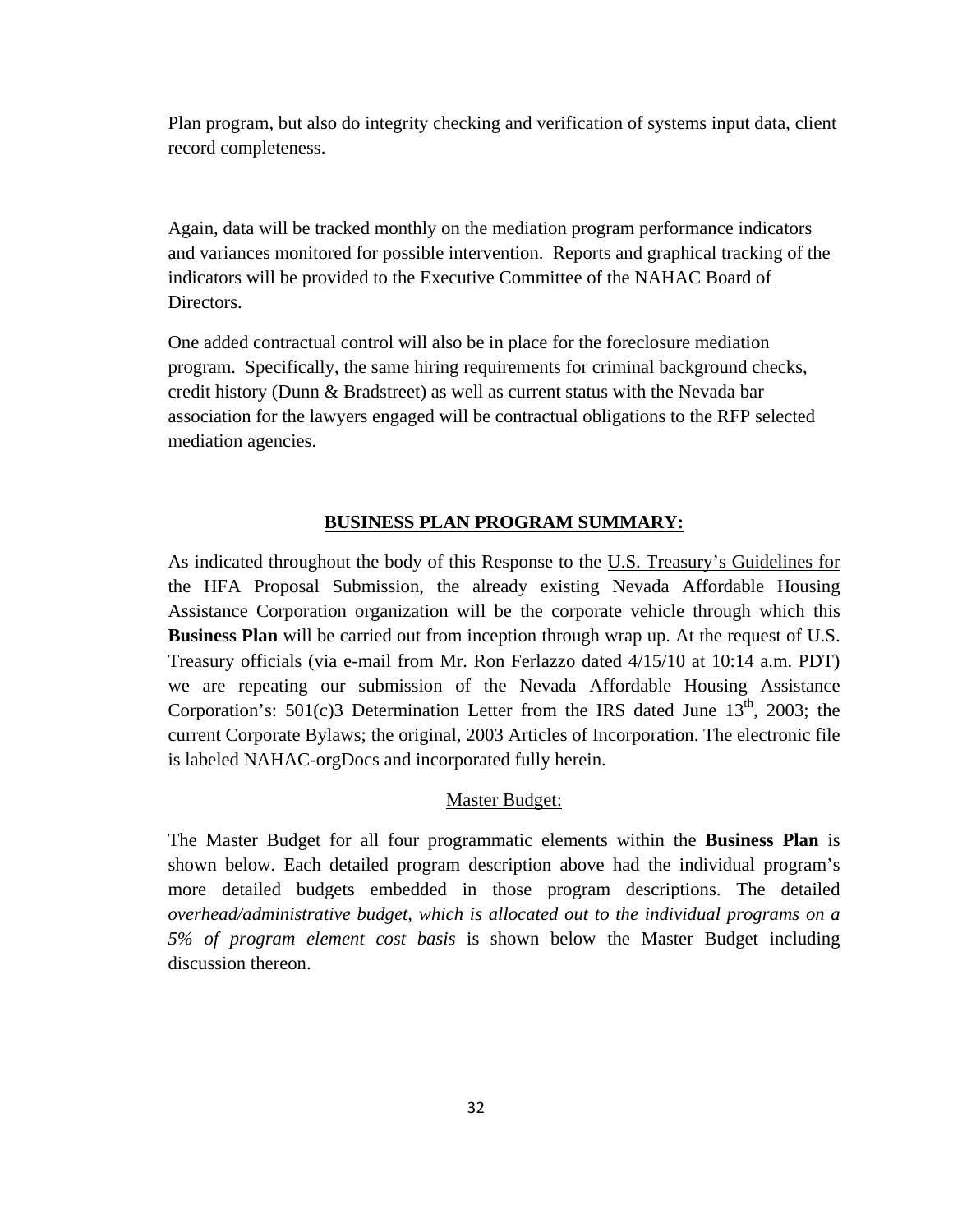Plan program, but also do integrity checking and verification of systems input data, client record completeness.

Again, data will be tracked monthly on the mediation program performance indicators and variances monitored for possible intervention. Reports and graphical tracking of the indicators will be provided to the Executive Committee of the NAHAC Board of Directors.

One added contractual control will also be in place for the foreclosure mediation program. Specifically, the same hiring requirements for criminal background checks, credit history (Dunn & Bradstreet) as well as current status with the Nevada bar association for the lawyers engaged will be contractual obligations to the RFP selected mediation agencies.

## BUSINESS PLAN PROGRAM SUMMARY:

As indicated throughout the body of this Response to the U.S. Treasury's Guidelines for the HFA Proposal Submission, the already existing Nevada Affordable Housing Assistance Corporation organization will be the corporate vehicle through which this **Business Plan** will be carried out from inception through wrap up. At the request of U.S. Treasury officials (via e-mail from Mr. Ron Ferlazzo dated 4/15/10 at 10:14 a.m. PDT) we are repeating our submission of the Nevada Affordable Housing Assistance Corporation's: 501(c)3 Determination Letter from the IRS dated June 13th, 2003; the current Corporate Bylaws; the original, 2003 Articles of Incorporation. The electronic file is labeled NAHAC-orgDocs and incorporated fully herein.

### Master Budget:

The Master Budget for all four programmatic elements within the **Business Plan** is shown below. Each detailed program description above had the individual program's more detailed budgets embedded in those program descriptions. The detailed *overhead/administrative budget, which is allocated out to the individual programs on a 5% of program element cost basis* is shown below the Master Budget including discussion thereon.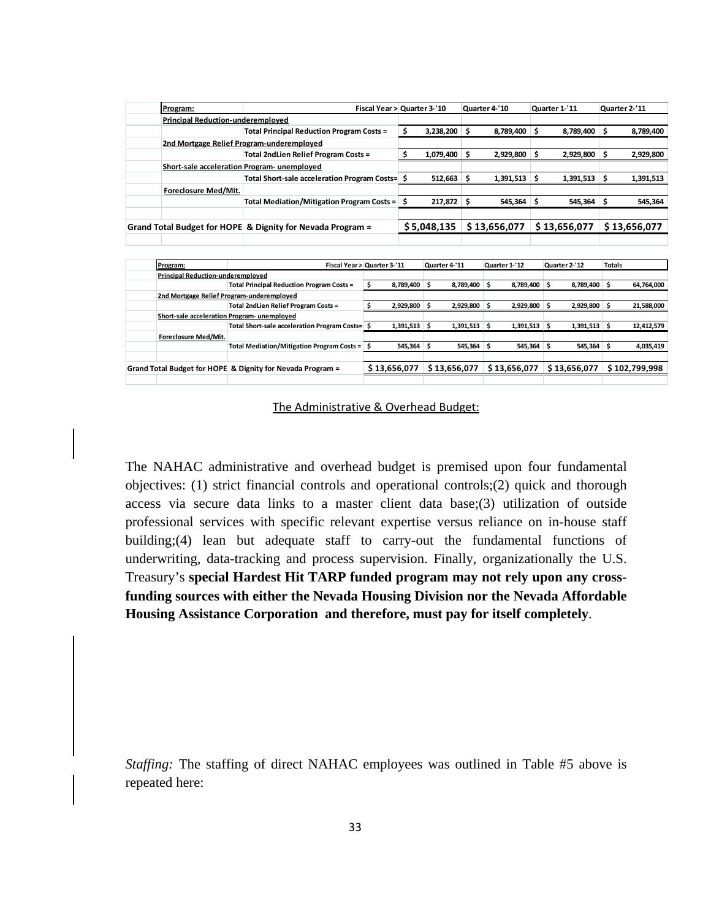| Program: | Fiscal Year > | Quarter 3-'10 | Quarter 4-'10 | Quarter 1-'11 | Quarter 2-'11 |
|---|---|---|---|---|---|
| Principal Reduction-underemployed | | | | | |
| | Total Principal Reduction Program Costs = | $ 3,238,200 | $ 8,789,400 | $ 8,789,400 | $ 8,789,400 |
| 2nd Mortgage Relief Program-underemployed | | | | | |
| | Total 2ndLien Relief Program Costs = | $ 1,079,400 | $ 2,929,800 | $ 2,929,800 | $ 2,929,800 |
| Short-sale acceleration Program- unemployed | | | | | |
| | Total Short-sale acceleration Program Costs= | $ 512,663 | $ 1,391,513 | $ 1,391,513 | $ 1,391,513 |
| Foreclosure Med/Mit. | | | | | |
| | Total Mediation/Mitigation Program Costs = | $ 217,872 | $ 545,364 | $ 545,364 | $ 545,364 |
| **Grand Total Budget for HOPE & Dignity for Nevada Program =** | | **$ 5,048,135** | **$ 13,656,077** | **$ 13,656,077** | **$ 13,656,077** |

| Program: | Fiscal Year > | Quarter 3-'11 | Quarter 4-'11 | Quarter 1-'12 | Quarter 2-'12 | Totals |
|---|---|---|---|---|---|---|
| Principal Reduction-underemployed | | | | | | |
| | Total Principal Reduction Program Costs = | $ 8,789,400 | $ 8,789,400 | $ 8,789,400 | $ 8,789,400 | $ 64,764,000 |
| 2nd Mortgage Relief Program-underemployed | | | | | | |
| | Total 2ndLien Relief Program Costs = | $ 2,929,800 | $ 2,929,800 | $ 2,929,800 | $ 2,929,800 | $ 21,588,000 |
| Short-sale acceleration Program- unemployed | | | | | | |
| | Total Short-sale acceleration Program Costs= | $ 1,391,513 | $ 1,391,513 | $ 1,391,513 | $ 1,391,513 | $ 12,412,579 |
| Foreclosure Med/Mit. | | | | | | |
| | Total Mediation/Mitigation Program Costs = | $ 545,364 | $ 545,364 | $ 545,364 | $ 545,364 | $ 4,035,419 |
| **Grand Total Budget for HOPE & Dignity for Nevada Program =** | | **$ 13,656,077** | **$ 13,656,077** | **$ 13,656,077** | **$ 13,656,077** | **$ 102,799,998** |

## The Administrative & Overhead Budget:

The NAHAC administrative and overhead budget is premised upon four fundamental objectives: (1) strict financial controls and operational controls;(2) quick and thorough access via secure data links to a master client data base;(3) utilization of outside professional services with specific relevant expertise versus reliance on in-house staff building;(4) lean but adequate staff to carry-out the fundamental functions of underwriting, data-tracking and process supervision. Finally, organizationally the U.S. Treasury's **special Hardest Hit TARP funded program may not rely upon any cross-funding sources with either the Nevada Housing Division nor the Nevada Affordable Housing Assistance Corporation and therefore, must pay for itself completely**.

*Staffing:* The staffing of direct NAHAC employees was outlined in Table #5 above is repeated here: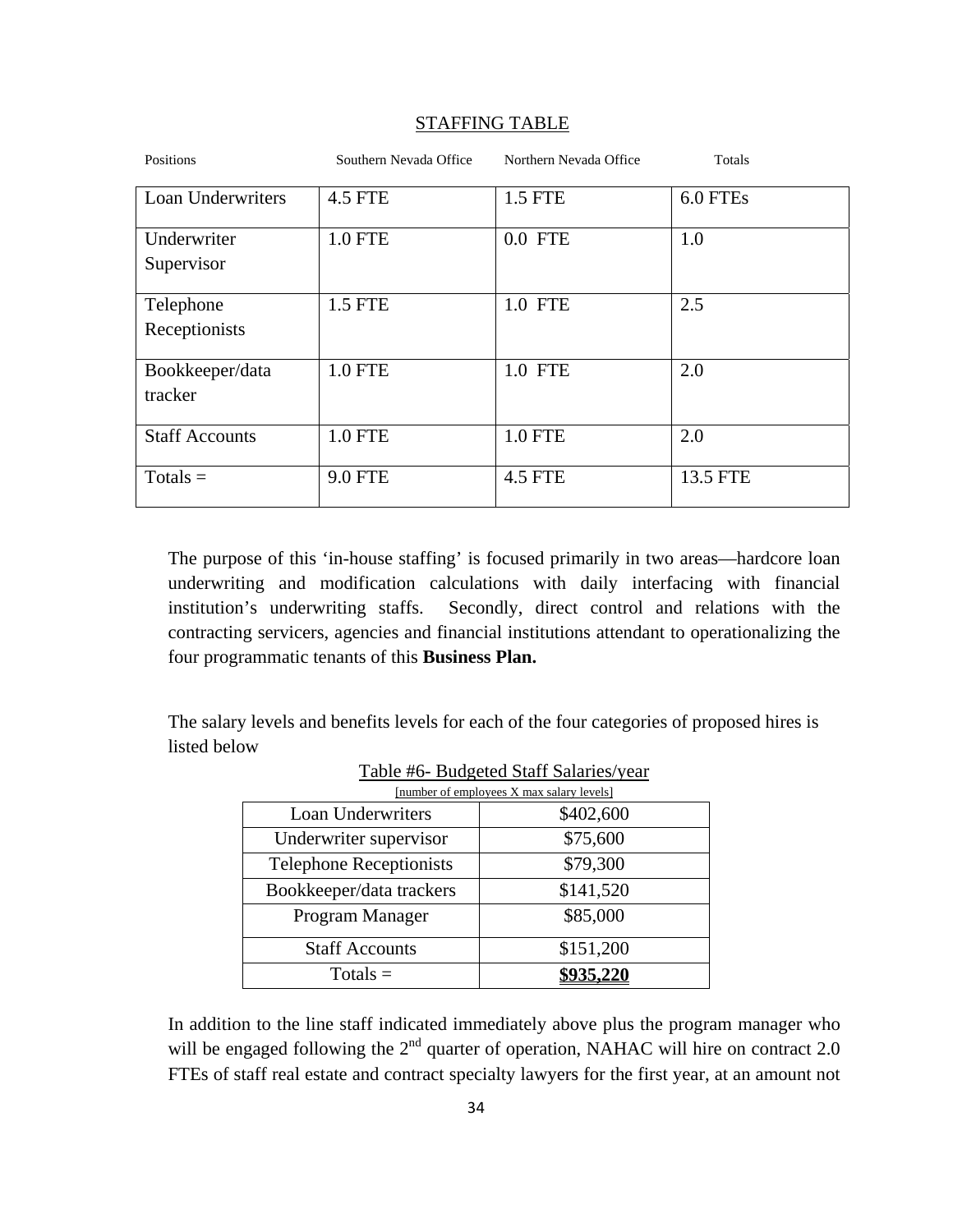STAFFING TABLE

| Positions | Southern Nevada Office | Northern Nevada Office | Totals |
|---|---|---|---|
| Loan Underwriters | 4.5 FTE | 1.5 FTE | 6.0 FTEs |
| Underwriter Supervisor | 1.0 FTE | 0.0 FTE | 1.0 |
| Telephone Receptionists | 1.5 FTE | 1.0 FTE | 2.5 |
| Bookkeeper/data tracker | 1.0 FTE | 1.0 FTE | 2.0 |
| Staff Accounts | 1.0 FTE | 1.0 FTE | 2.0 |
| Totals = | 9.0 FTE | 4.5 FTE | 13.5 FTE |

The purpose of this 'in-house staffing' is focused primarily in two areas—hardcore loan underwriting and modification calculations with daily interfacing with financial institution's underwriting staffs. Secondly, direct control and relations with the contracting servicers, agencies and financial institutions attendant to operationalizing the four programmatic tenants of this **Business Plan.**

The salary levels and benefits levels for each of the four categories of proposed hires is listed below

Table #6- Budgeted Staff Salaries/year

[number of employees X max salary levels]

| | |
|---|---|
| Loan Underwriters | $402,600 |
| Underwriter supervisor | $75,600 |
| Telephone Receptionists | $79,300 |
| Bookkeeper/data trackers | $141,520 |
| Program Manager | $85,000 |
| Staff Accounts | $151,200 |
| Totals = | **$935,220** |

In addition to the line staff indicated immediately above plus the program manager who will be engaged following the 2nd quarter of operation, NAHAC will hire on contract 2.0 FTEs of staff real estate and contract specialty lawyers for the first year, at an amount not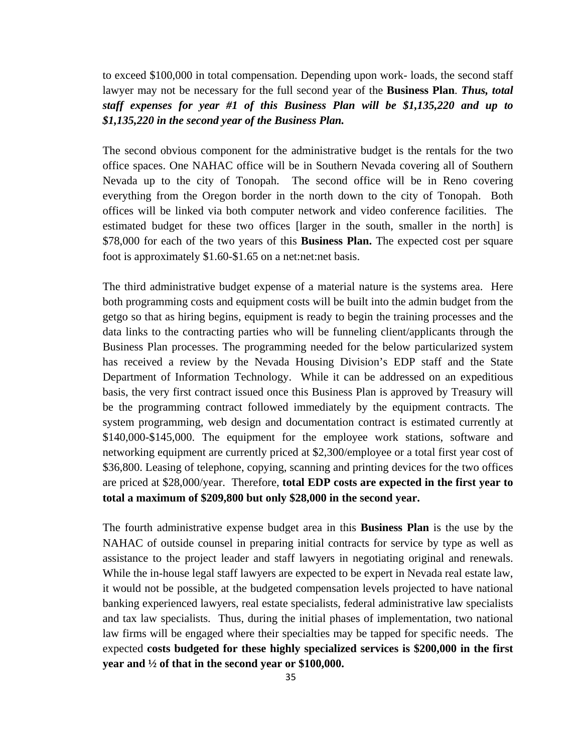to exceed $100,000 in total compensation. Depending upon work- loads, the second staff lawyer may not be necessary for the full second year of the **Business Plan**. ***Thus, total staff expenses for year #1 of this Business Plan will be $1,135,220 and up to $1,135,220 in the second year of the Business Plan.***

The second obvious component for the administrative budget is the rentals for the two office spaces. One NAHAC office will be in Southern Nevada covering all of Southern Nevada up to the city of Tonopah. The second office will be in Reno covering everything from the Oregon border in the north down to the city of Tonopah. Both offices will be linked via both computer network and video conference facilities. The estimated budget for these two offices [larger in the south, smaller in the north] is $78,000 for each of the two years of this **Business Plan.** The expected cost per square foot is approximately $1.60-$1.65 on a net:net:net basis.

The third administrative budget expense of a material nature is the systems area. Here both programming costs and equipment costs will be built into the admin budget from the getgo so that as hiring begins, equipment is ready to begin the training processes and the data links to the contracting parties who will be funneling client/applicants through the Business Plan processes. The programming needed for the below particularized system has received a review by the Nevada Housing Division's EDP staff and the State Department of Information Technology. While it can be addressed on an expeditious basis, the very first contract issued once this Business Plan is approved by Treasury will be the programming contract followed immediately by the equipment contracts. The system programming, web design and documentation contract is estimated currently at $140,000-$145,000. The equipment for the employee work stations, software and networking equipment are currently priced at $2,300/employee or a total first year cost of $36,800. Leasing of telephone, copying, scanning and printing devices for the two offices are priced at $28,000/year. Therefore, **total EDP costs are expected in the first year to total a maximum of $209,800 but only $28,000 in the second year.**

The fourth administrative expense budget area in this **Business Plan** is the use by the NAHAC of outside counsel in preparing initial contracts for service by type as well as assistance to the project leader and staff lawyers in negotiating original and renewals. While the in-house legal staff lawyers are expected to be expert in Nevada real estate law, it would not be possible, at the budgeted compensation levels projected to have national banking experienced lawyers, real estate specialists, federal administrative law specialists and tax law specialists. Thus, during the initial phases of implementation, two national law firms will be engaged where their specialties may be tapped for specific needs. The expected **costs budgeted for these highly specialized services is $200,000 in the first year and ½ of that in the second year or $100,000.**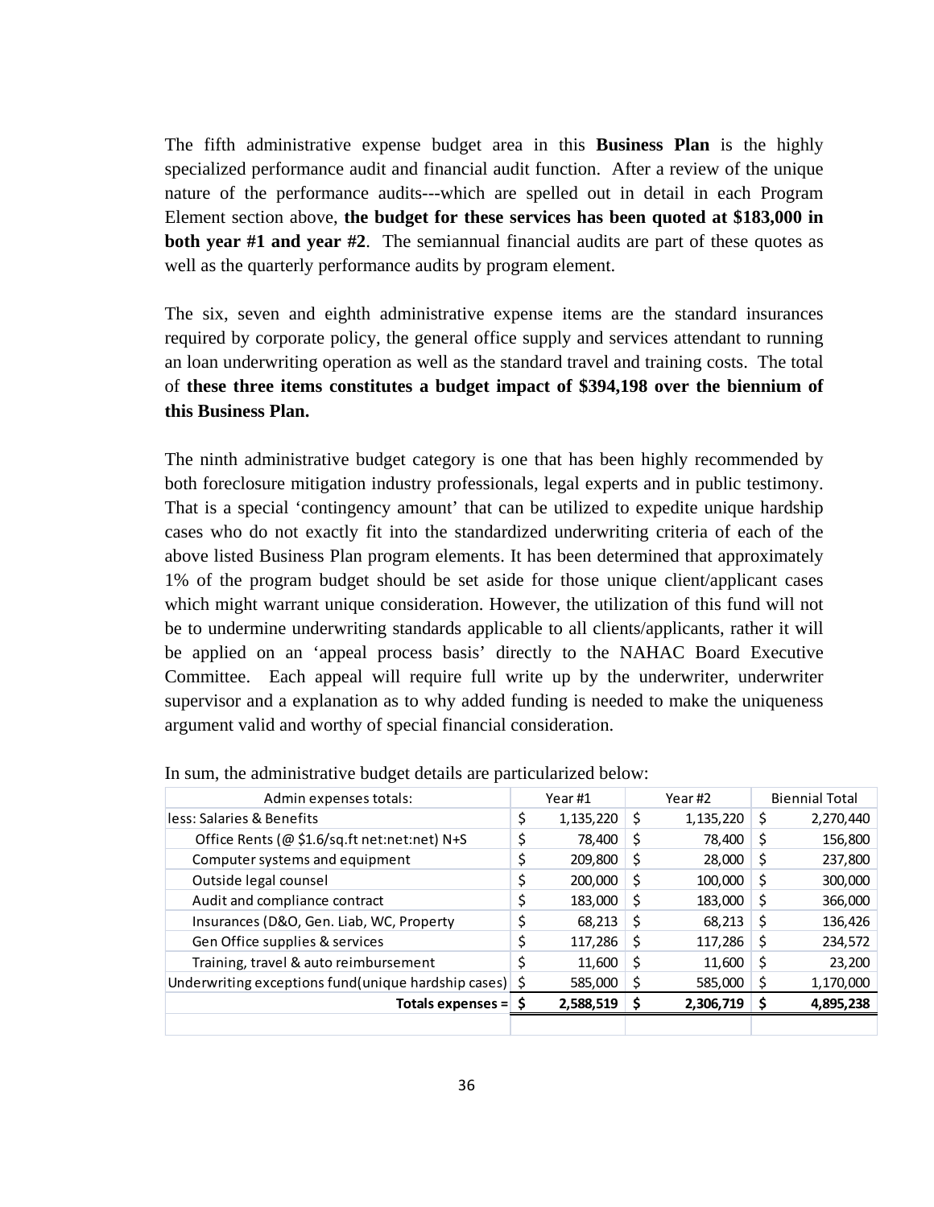The fifth administrative expense budget area in this **Business Plan** is the highly specialized performance audit and financial audit function. After a review of the unique nature of the performance audits---which are spelled out in detail in each Program Element section above, **the budget for these services has been quoted at $183,000 in both year #1 and year #2**. The semiannual financial audits are part of these quotes as well as the quarterly performance audits by program element.

The six, seven and eighth administrative expense items are the standard insurances required by corporate policy, the general office supply and services attendant to running an loan underwriting operation as well as the standard travel and training costs. The total of **these three items constitutes a budget impact of $394,198 over the biennium of this Business Plan.**

The ninth administrative budget category is one that has been highly recommended by both foreclosure mitigation industry professionals, legal experts and in public testimony. That is a special 'contingency amount' that can be utilized to expedite unique hardship cases who do not exactly fit into the standardized underwriting criteria of each of the above listed Business Plan program elements. It has been determined that approximately 1% of the program budget should be set aside for those unique client/applicant cases which might warrant unique consideration. However, the utilization of this fund will not be to undermine underwriting standards applicable to all clients/applicants, rather it will be applied on an 'appeal process basis' directly to the NAHAC Board Executive Committee. Each appeal will require full write up by the underwriter, underwriter supervisor and a explanation as to why added funding is needed to make the uniqueness argument valid and worthy of special financial consideration.

In sum, the administrative budget details are particularized below:

| Admin expenses totals: | Year #1 | Year #2 | Biennial Total |
|---|---|---|---|
| less: Salaries & Benefits | $ 1,135,220 | $ 1,135,220 | $ 2,270,440 |
| Office Rents (@ $1.6/sq.ft net:net:net) N+S | $ 78,400 | $ 78,400 | $ 156,800 |
| Computer systems and equipment | $ 209,800 | $ 28,000 | $ 237,800 |
| Outside legal counsel | $ 200,000 | $ 100,000 | $ 300,000 |
| Audit and compliance contract | $ 183,000 | $ 183,000 | $ 366,000 |
| Insurances (D&O, Gen. Liab, WC, Property | $ 68,213 | $ 68,213 | $ 136,426 |
| Gen Office supplies & services | $ 117,286 | $ 117,286 | $ 234,572 |
| Training, travel & auto reimbursement | $ 11,600 | $ 11,600 | $ 23,200 |
| Underwriting exceptions fund(unique hardship cases) | $ 585,000 | $ 585,000 | $ 1,170,000 |
| **Totals expenses =** | **$ 2,588,519** | **$ 2,306,719** | **$ 4,895,238** |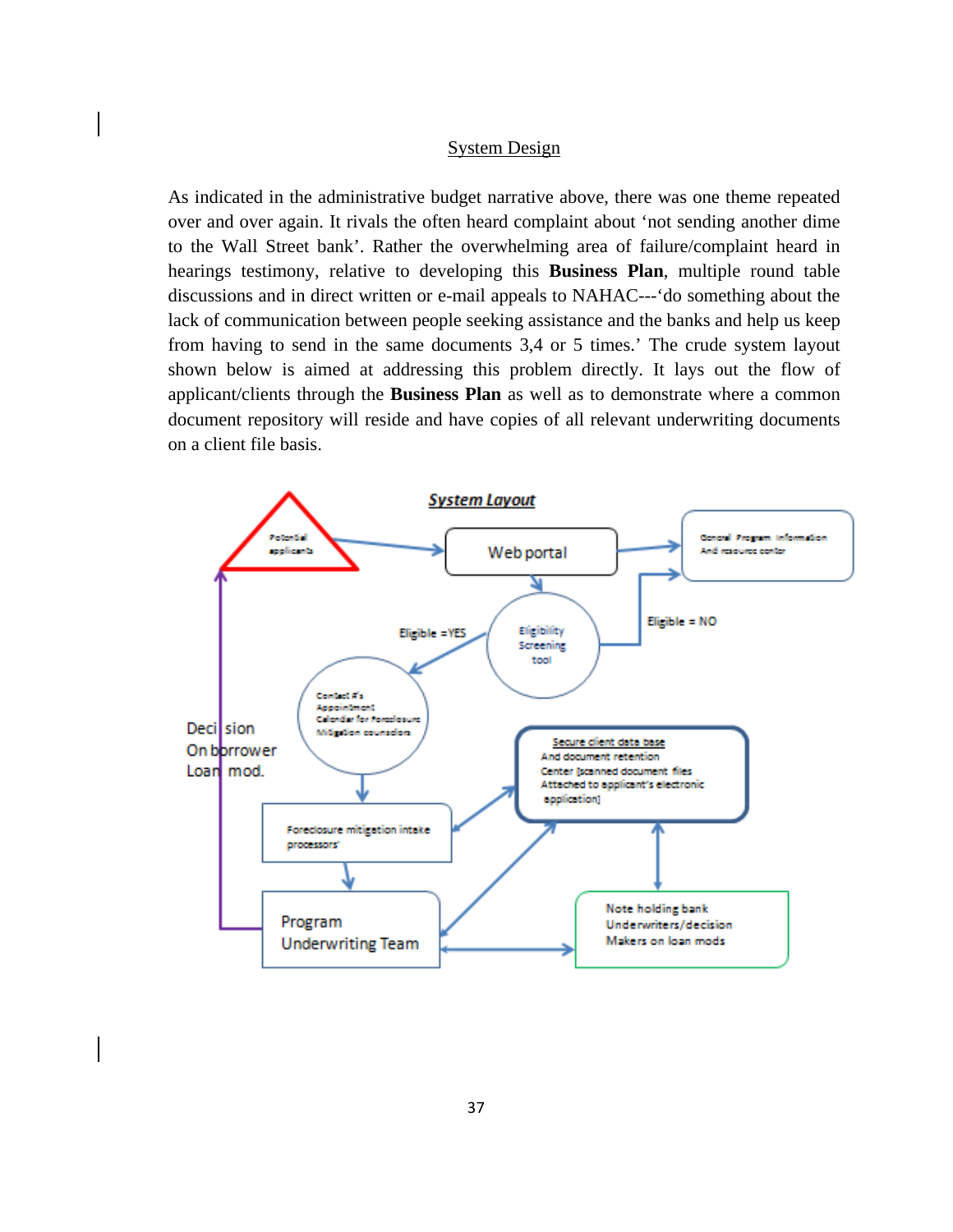## System Design

As indicated in the administrative budget narrative above, there was one theme repeated over and over again. It rivals the often heard complaint about 'not sending another dime to the Wall Street bank'. Rather the overwhelming area of failure/complaint heard in hearings testimony, relative to developing this **Business Plan**, multiple round table discussions and in direct written or e-mail appeals to NAHAC---'do something about the lack of communication between people seeking assistance and the banks and help us keep from having to send in the same documents 3,4 or 5 times.' The crude system layout shown below is aimed at addressing this problem directly. It lays out the flow of applicant/clients through the **Business Plan** as well as to demonstrate where a common document repository will reside and have copies of all relevant underwriting documents on a client file basis.

### System Layout

- Potential applicants → Web portal
- Web portal → General Program information And resource center
- Web portal → Eligibility Screening tool
- Eligibility Screening tool: Eligible = NO → General Program information And resource center
- Eligibility Screening tool: Eligible =YES → Contact #'s Appointment Calendar for Foreclosure Mitigation counselors
- Contact #'s Appointment Calendar for Foreclosure Mitigation counselors → Foreclosure mitigation intake processors
- Foreclosure mitigation intake processors → Program Underwriting Team
- Foreclosure mitigation intake processors → Secure client data base And document retention Center [scanned document files Attached to applicant's electronic application]
- Program Underwriting Team ↔ Secure client data base And document retention Center
- Program Underwriting Team ↔ Note holding bank Underwriters/decision Makers on loan mods
- Note holding bank Underwriters/decision Makers on loan mods ↔ Secure client data base And document retention Center
- Program Underwriting Team → Decision On borrower Loan mod. → Potential applicants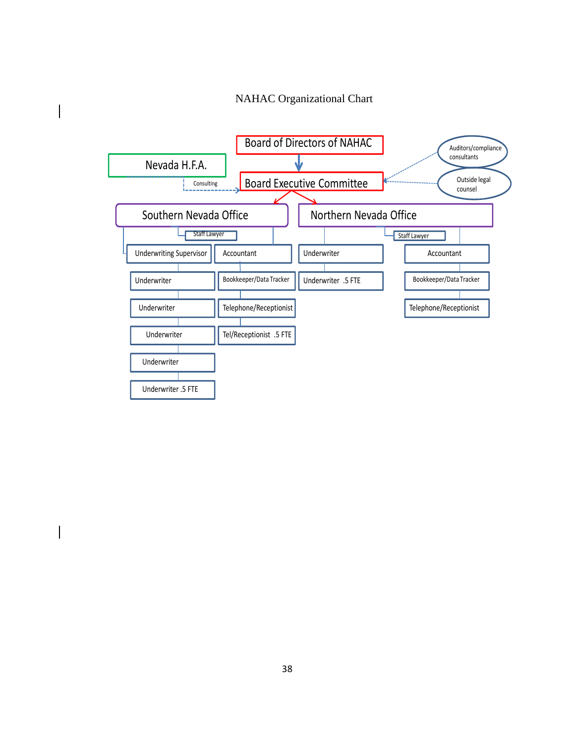NAHAC Organizational Chart

Board of Directors of NAHAC

Nevada H.F.A.

Consulting

Board Executive Committee

Auditors/compliance consultants

Outside legal counsel

Southern Nevada Office

Staff Lawyer

Underwriting Supervisor

Accountant

Underwriter

Bookkeeper/Data Tracker

Underwriter

Telephone/Receptionist

Underwriter

Tel/Receptionist .5 FTE

Underwriter

Underwriter .5 FTE

Northern Nevada Office

Staff Lawyer

Underwriter

Accountant

Underwriter .5 FTE

Bookkeeper/Data Tracker

Telephone/Receptionist